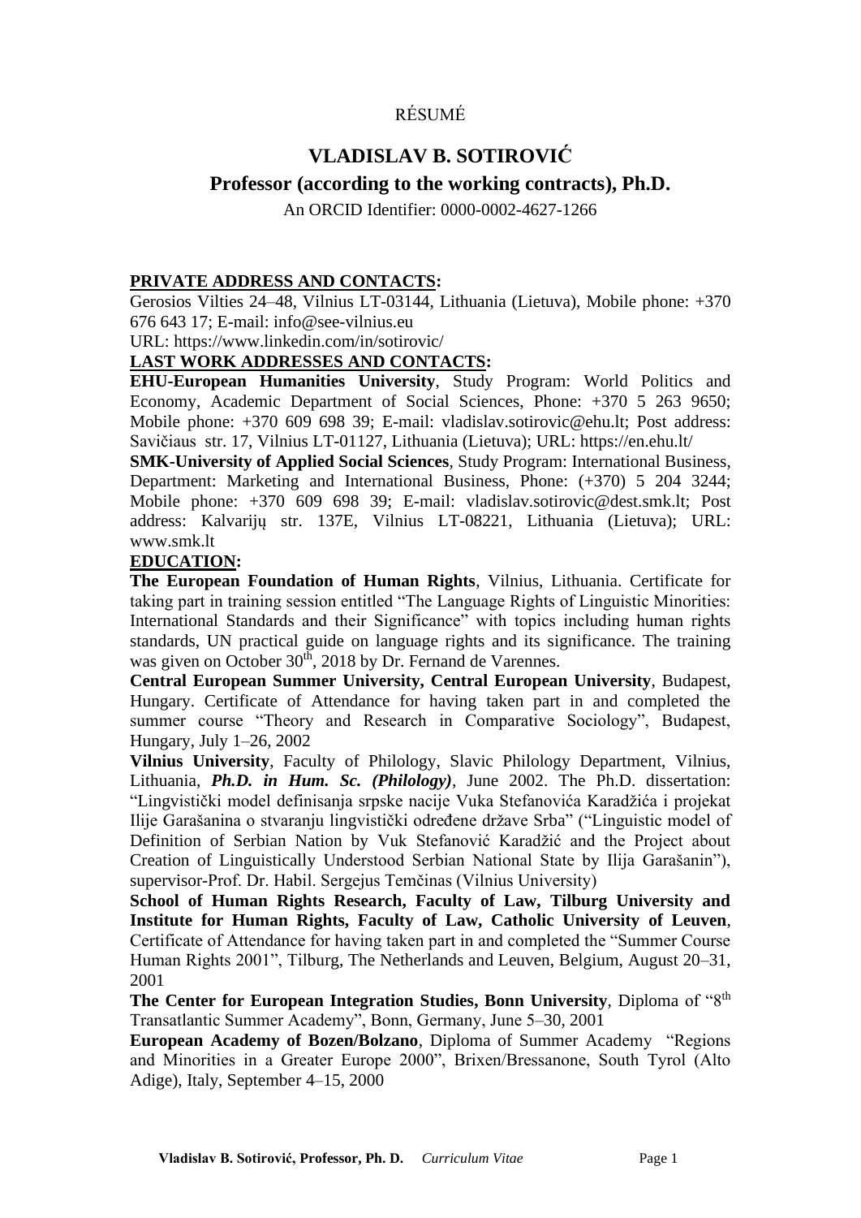RÉSUMÉ

# VLADISLAV B. SOTIROVIĆ

## Professor (according to the working contracts), Ph.D.

An ORCID Identifier: 0000-0002-4627-1266

**PRIVATE ADDRESS AND CONTACTS:**

Gerosios Vilties 24–48, Vilnius LT-03144, Lithuania (Lietuva), Mobile phone: +370 676 643 17; E-mail: info@see-vilnius.eu

URL: https://www.linkedin.com/in/sotirovic/

**LAST WORK ADDRESSES AND CONTACTS:**

**EHU-European Humanities University**, Study Program: World Politics and Economy, Academic Department of Social Sciences, Phone: +370 5 263 9650; Mobile phone: +370 609 698 39; E-mail: vladislav.sotirovic@ehu.lt; Post address: Savičiaus str. 17, Vilnius LT-01127, Lithuania (Lietuva); URL: https://en.ehu.lt/

**SMK-University of Applied Social Sciences**, Study Program: International Business, Department: Marketing and International Business, Phone: (+370) 5 204 3244; Mobile phone: +370 609 698 39; E-mail: vladislav.sotirovic@dest.smk.lt; Post address: Kalvarijų str. 137E, Vilnius LT-08221, Lithuania (Lietuva); URL: www.smk.lt

**EDUCATION:**

**The European Foundation of Human Rights**, Vilnius, Lithuania. Certificate for taking part in training session entitled "The Language Rights of Linguistic Minorities: International Standards and their Significance" with topics including human rights standards, UN practical guide on language rights and its significance. The training was given on October 30th, 2018 by Dr. Fernand de Varennes.

**Central European Summer University, Central European University**, Budapest, Hungary. Certificate of Attendance for having taken part in and completed the summer course "Theory and Research in Comparative Sociology", Budapest, Hungary, July 1–26, 2002

**Vilnius University**, Faculty of Philology, Slavic Philology Department, Vilnius, Lithuania, ***Ph.D. in Hum. Sc. (Philology)***, June 2002. The Ph.D. dissertation: "Lingvistički model definisanja srpske nacije Vuka Stefanovića Karadžića i projekat Ilije Garašanina o stvaranju lingvistički određene države Srba" ("Linguistic model of Definition of Serbian Nation by Vuk Stefanović Karadžić and the Project about Creation of Linguistically Understood Serbian National State by Ilija Garašanin"), supervisor-Prof. Dr. Habil. Sergejus Temčinas (Vilnius University)

**School of Human Rights Research, Faculty of Law, Tilburg University and Institute for Human Rights, Faculty of Law, Catholic University of Leuven**, Certificate of Attendance for having taken part in and completed the "Summer Course Human Rights 2001", Tilburg, The Netherlands and Leuven, Belgium, August 20–31, 2001

**The Center for European Integration Studies, Bonn University**, Diploma of "8th Transatlantic Summer Academy", Bonn, Germany, June 5–30, 2001

**European Academy of Bozen/Bolzano**, Diploma of Summer Academy "Regions and Minorities in a Greater Europe 2000", Brixen/Bressanone, South Tyrol (Alto Adige), Italy, September 4–15, 2000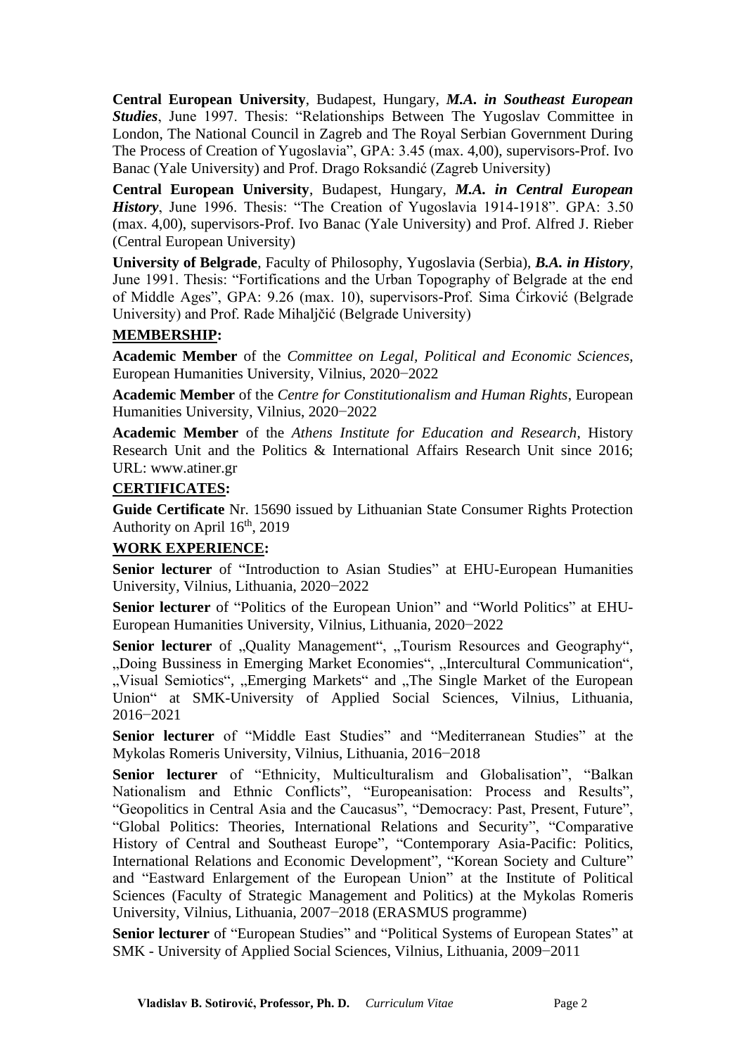**Central European University**, Budapest, Hungary, ***M.A. in Southeast European Studies***, June 1997. Thesis: "Relationships Between The Yugoslav Committee in London, The National Council in Zagreb and The Royal Serbian Government During The Process of Creation of Yugoslavia", GPA: 3.45 (max. 4,00), supervisors-Prof. Ivo Banac (Yale University) and Prof. Drago Roksandić (Zagreb University)

**Central European University**, Budapest, Hungary, ***M.A. in Central European History***, June 1996. Thesis: "The Creation of Yugoslavia 1914-1918". GPA: 3.50 (max. 4,00), supervisors-Prof. Ivo Banac (Yale University) and Prof. Alfred J. Rieber (Central European University)

**University of Belgrade**, Faculty of Philosophy, Yugoslavia (Serbia), ***B.A. in History***, June 1991. Thesis: "Fortifications and the Urban Topography of Belgrade at the end of Middle Ages", GPA: 9.26 (max. 10), supervisors-Prof. Sima Ćirković (Belgrade University) and Prof. Rade Mihaljčić (Belgrade University)

## MEMBERSHIP:

**Academic Member** of the *Committee on Legal, Political and Economic Sciences*, European Humanities University, Vilnius, 2020−2022

**Academic Member** of the *Centre for Constitutionalism and Human Rights*, European Humanities University, Vilnius, 2020−2022

**Academic Member** of the *Athens Institute for Education and Research*, History Research Unit and the Politics & International Affairs Research Unit since 2016; URL: www.atiner.gr

## CERTIFICATES:

**Guide Certificate** Nr. 15690 issued by Lithuanian State Consumer Rights Protection Authority on April 16th, 2019

## WORK EXPERIENCE:

**Senior lecturer** of "Introduction to Asian Studies" at EHU-European Humanities University, Vilnius, Lithuania, 2020−2022

**Senior lecturer** of "Politics of the European Union" and "World Politics" at EHU-European Humanities University, Vilnius, Lithuania, 2020−2022

**Senior lecturer** of „Quality Management", „Tourism Resources and Geography", „Doing Bussiness in Emerging Market Economies", „Intercultural Communication", „Visual Semiotics", „Emerging Markets" and „The Single Market of the European Union" at SMK-University of Applied Social Sciences, Vilnius, Lithuania, 2016−2021

**Senior lecturer** of "Middle East Studies" and "Mediterranean Studies" at the Mykolas Romeris University, Vilnius, Lithuania, 2016−2018

**Senior lecturer** of "Ethnicity, Multiculturalism and Globalisation", "Balkan Nationalism and Ethnic Conflicts", "Europeanisation: Process and Results", "Geopolitics in Central Asia and the Caucasus", "Democracy: Past, Present, Future", "Global Politics: Theories, International Relations and Security", "Comparative History of Central and Southeast Europe", "Contemporary Asia-Pacific: Politics, International Relations and Economic Development", "Korean Society and Culture" and "Eastward Enlargement of the European Union" at the Institute of Political Sciences (Faculty of Strategic Management and Politics) at the Mykolas Romeris University, Vilnius, Lithuania, 2007−2018 (ERASMUS programme)

**Senior lecturer** of "European Studies" and "Political Systems of European States" at SMK - University of Applied Social Sciences, Vilnius, Lithuania, 2009−2011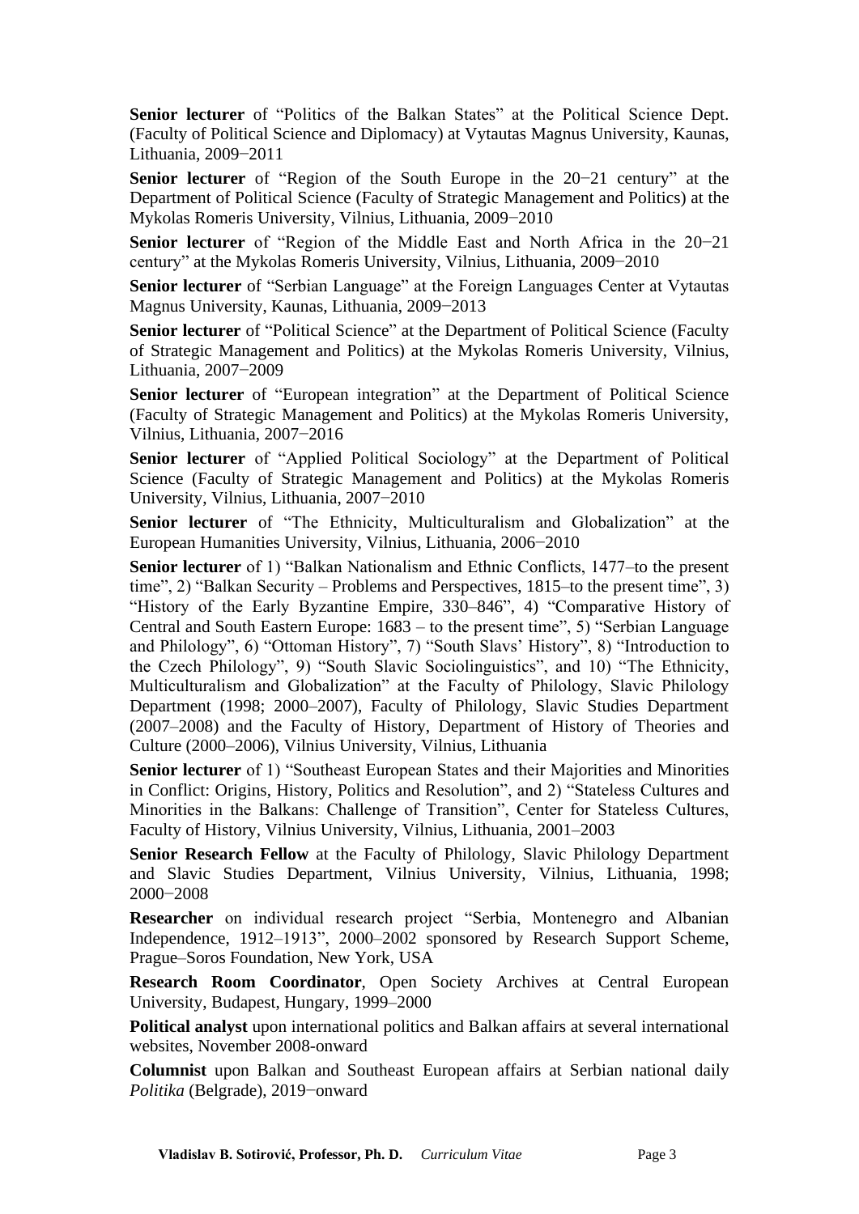**Senior lecturer** of “Politics of the Balkan States” at the Political Science Dept. (Faculty of Political Science and Diplomacy) at Vytautas Magnus University, Kaunas, Lithuania, 2009−2011

**Senior lecturer** of “Region of the South Europe in the 20−21 century” at the Department of Political Science (Faculty of Strategic Management and Politics) at the Mykolas Romeris University, Vilnius, Lithuania, 2009−2010

**Senior lecturer** of “Region of the Middle East and North Africa in the 20−21 century” at the Mykolas Romeris University, Vilnius, Lithuania, 2009−2010

**Senior lecturer** of “Serbian Language” at the Foreign Languages Center at Vytautas Magnus University, Kaunas, Lithuania, 2009−2013

**Senior lecturer** of “Political Science” at the Department of Political Science (Faculty of Strategic Management and Politics) at the Mykolas Romeris University, Vilnius, Lithuania, 2007−2009

**Senior lecturer** of “European integration” at the Department of Political Science (Faculty of Strategic Management and Politics) at the Mykolas Romeris University, Vilnius, Lithuania, 2007−2016

**Senior lecturer** of “Applied Political Sociology” at the Department of Political Science (Faculty of Strategic Management and Politics) at the Mykolas Romeris University, Vilnius, Lithuania, 2007−2010

**Senior lecturer** of “The Ethnicity, Multiculturalism and Globalization” at the European Humanities University, Vilnius, Lithuania, 2006−2010

**Senior lecturer** of 1) “Balkan Nationalism and Ethnic Conflicts, 1477–to the present time”, 2) “Balkan Security – Problems and Perspectives, 1815–to the present time”, 3) “History of the Early Byzantine Empire, 330–846”, 4) “Comparative History of Central and South Eastern Europe: 1683 – to the present time”, 5) “Serbian Language and Philology”, 6) “Ottoman History”, 7) “South Slavs’ History”, 8) “Introduction to the Czech Philology”, 9) “South Slavic Sociolinguistics”, and 10) “The Ethnicity, Multiculturalism and Globalization” at the Faculty of Philology, Slavic Philology Department (1998; 2000–2007), Faculty of Philology, Slavic Studies Department (2007–2008) and the Faculty of History, Department of History of Theories and Culture (2000–2006), Vilnius University, Vilnius, Lithuania

**Senior lecturer** of 1) “Southeast European States and their Majorities and Minorities in Conflict: Origins, History, Politics and Resolution”, and 2) “Stateless Cultures and Minorities in the Balkans: Challenge of Transition”, Center for Stateless Cultures, Faculty of History, Vilnius University, Vilnius, Lithuania, 2001–2003

**Senior Research Fellow** at the Faculty of Philology, Slavic Philology Department and Slavic Studies Department, Vilnius University, Vilnius, Lithuania, 1998; 2000−2008

**Researcher** on individual research project “Serbia, Montenegro and Albanian Independence, 1912–1913”, 2000–2002 sponsored by Research Support Scheme, Prague–Soros Foundation, New York, USA

**Research Room Coordinator**, Open Society Archives at Central European University, Budapest, Hungary, 1999–2000

**Political analyst** upon international politics and Balkan affairs at several international websites, November 2008-onward

**Columnist** upon Balkan and Southeast European affairs at Serbian national daily *Politika* (Belgrade), 2019−onward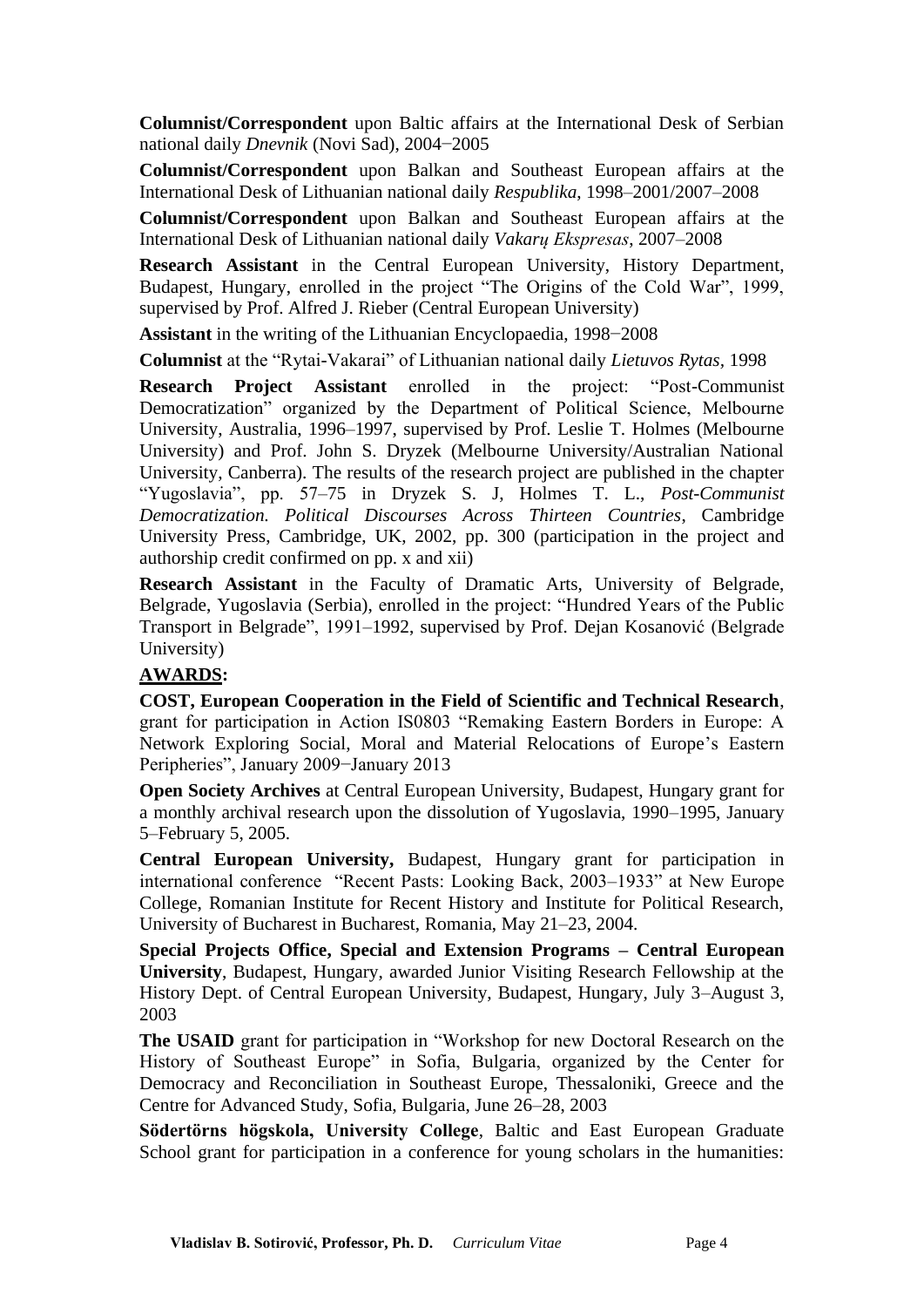**Columnist/Correspondent** upon Baltic affairs at the International Desk of Serbian national daily *Dnevnik* (Novi Sad), 2004−2005

**Columnist/Correspondent** upon Balkan and Southeast European affairs at the International Desk of Lithuanian national daily *Respublika*, 1998–2001/2007–2008

**Columnist/Correspondent** upon Balkan and Southeast European affairs at the International Desk of Lithuanian national daily *Vakarų Ekspresas*, 2007–2008

**Research Assistant** in the Central European University, History Department, Budapest, Hungary, enrolled in the project "The Origins of the Cold War", 1999, supervised by Prof. Alfred J. Rieber (Central European University)

**Assistant** in the writing of the Lithuanian Encyclopaedia, 1998−2008

**Columnist** at the "Rytai-Vakarai" of Lithuanian national daily *Lietuvos Rytas*, 1998

**Research Project Assistant** enrolled in the project: "Post-Communist Democratization" organized by the Department of Political Science, Melbourne University, Australia, 1996–1997, supervised by Prof. Leslie T. Holmes (Melbourne University) and Prof. John S. Dryzek (Melbourne University/Australian National University, Canberra). The results of the research project are published in the chapter "Yugoslavia", pp. 57–75 in Dryzek S. J, Holmes T. L., *Post-Communist Democratization. Political Discourses Across Thirteen Countries*, Cambridge University Press, Cambridge, UK, 2002, pp. 300 (participation in the project and authorship credit confirmed on pp. x and xii)

**Research Assistant** in the Faculty of Dramatic Arts, University of Belgrade, Belgrade, Yugoslavia (Serbia), enrolled in the project: "Hundred Years of the Public Transport in Belgrade", 1991–1992, supervised by Prof. Dejan Kosanović (Belgrade University)

**AWARDS:**

**COST, European Cooperation in the Field of Scientific and Technical Research**, grant for participation in Action IS0803 "Remaking Eastern Borders in Europe: A Network Exploring Social, Moral and Material Relocations of Europe's Eastern Peripheries", January 2009−January 2013

**Open Society Archives** at Central European University, Budapest, Hungary grant for a monthly archival research upon the dissolution of Yugoslavia, 1990–1995, January 5–February 5, 2005.

**Central European University,** Budapest, Hungary grant for participation in international conference "Recent Pasts: Looking Back, 2003–1933" at New Europe College, Romanian Institute for Recent History and Institute for Political Research, University of Bucharest in Bucharest, Romania, May 21–23, 2004.

**Special Projects Office, Special and Extension Programs – Central European University**, Budapest, Hungary, awarded Junior Visiting Research Fellowship at the History Dept. of Central European University, Budapest, Hungary, July 3–August 3, 2003

**The USAID** grant for participation in "Workshop for new Doctoral Research on the History of Southeast Europe" in Sofia, Bulgaria, organized by the Center for Democracy and Reconciliation in Southeast Europe, Thessaloniki, Greece and the Centre for Advanced Study, Sofia, Bulgaria, June 26–28, 2003

**Södertörns högskola, University College**, Baltic and East European Graduate School grant for participation in a conference for young scholars in the humanities: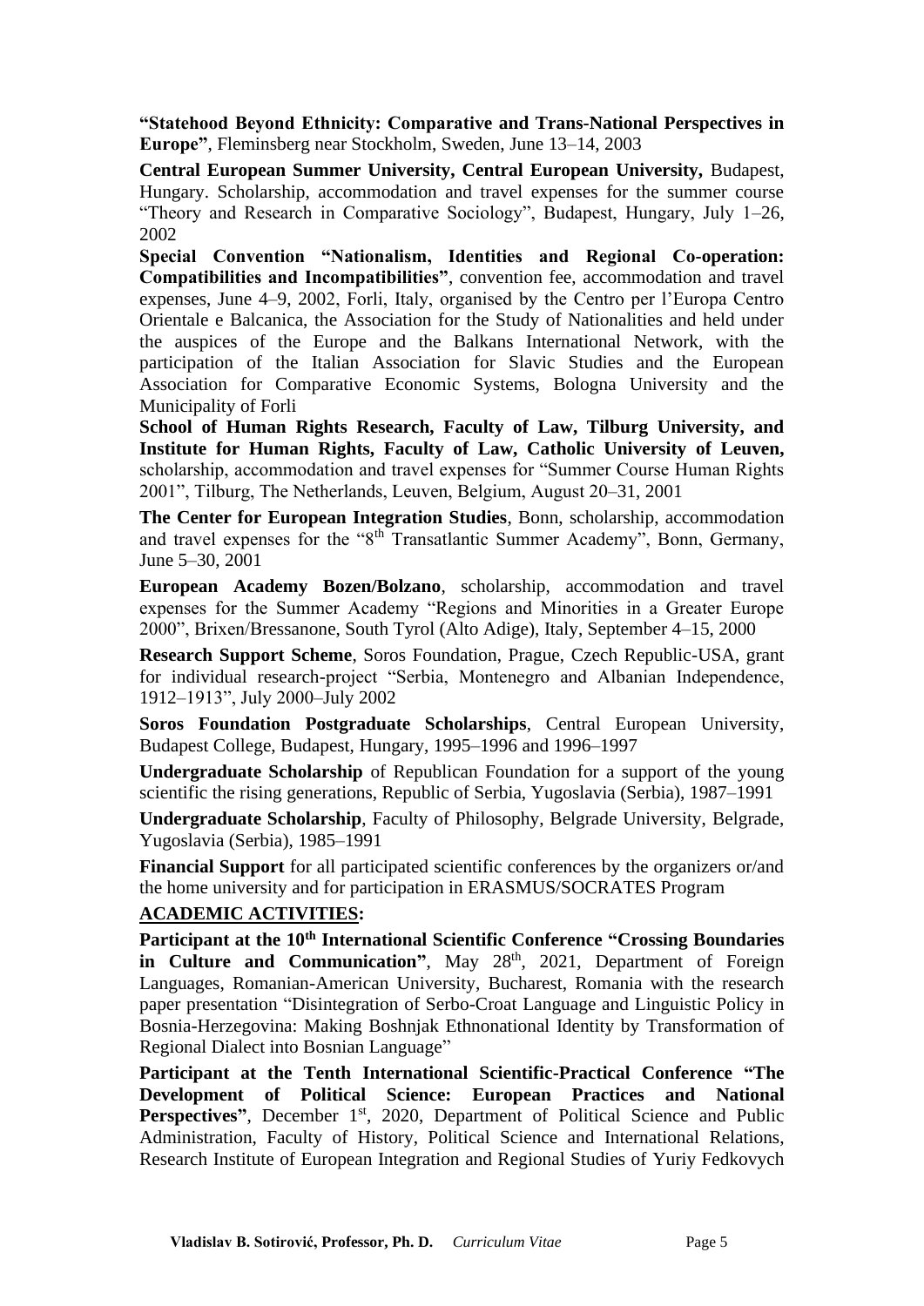**"Statehood Beyond Ethnicity: Comparative and Trans-National Perspectives in Europe"**, Fleminsberg near Stockholm, Sweden, June 13–14, 2003

**Central European Summer University, Central European University,** Budapest, Hungary. Scholarship, accommodation and travel expenses for the summer course "Theory and Research in Comparative Sociology", Budapest, Hungary, July 1–26, 2002

**Special Convention "Nationalism, Identities and Regional Co-operation: Compatibilities and Incompatibilities"**, convention fee, accommodation and travel expenses, June 4–9, 2002, Forli, Italy, organised by the Centro per l'Europa Centro Orientale e Balcanica, the Association for the Study of Nationalities and held under the auspices of the Europe and the Balkans International Network, with the participation of the Italian Association for Slavic Studies and the European Association for Comparative Economic Systems, Bologna University and the Municipality of Forli

**School of Human Rights Research, Faculty of Law, Tilburg University, and Institute for Human Rights, Faculty of Law, Catholic University of Leuven,** scholarship, accommodation and travel expenses for "Summer Course Human Rights 2001", Tilburg, The Netherlands, Leuven, Belgium, August 20–31, 2001

**The Center for European Integration Studies**, Bonn, scholarship, accommodation and travel expenses for the "8th Transatlantic Summer Academy", Bonn, Germany, June 5–30, 2001

**European Academy Bozen/Bolzano**, scholarship, accommodation and travel expenses for the Summer Academy "Regions and Minorities in a Greater Europe 2000", Brixen/Bressanone, South Tyrol (Alto Adige), Italy, September 4–15, 2000

**Research Support Scheme**, Soros Foundation, Prague, Czech Republic-USA, grant for individual research-project "Serbia, Montenegro and Albanian Independence, 1912–1913", July 2000–July 2002

**Soros Foundation Postgraduate Scholarships**, Central European University, Budapest College, Budapest, Hungary, 1995–1996 and 1996–1997

**Undergraduate Scholarship** of Republican Foundation for a support of the young scientific the rising generations, Republic of Serbia, Yugoslavia (Serbia), 1987–1991

**Undergraduate Scholarship**, Faculty of Philosophy, Belgrade University, Belgrade, Yugoslavia (Serbia), 1985–1991

**Financial Support** for all participated scientific conferences by the organizers or/and the home university and for participation in ERASMUS/SOCRATES Program

## ACADEMIC ACTIVITIES:

**Participant at the 10th International Scientific Conference "Crossing Boundaries in Culture and Communication"**, May 28th, 2021, Department of Foreign Languages, Romanian-American University, Bucharest, Romania with the research paper presentation "Disintegration of Serbo-Croat Language and Linguistic Policy in Bosnia-Herzegovina: Making Boshnjak Ethnonational Identity by Transformation of Regional Dialect into Bosnian Language"

**Participant at the Tenth International Scientific-Practical Conference "The Development of Political Science: European Practices and National Perspectives"**, December 1st, 2020, Department of Political Science and Public Administration, Faculty of History, Political Science and International Relations, Research Institute of European Integration and Regional Studies of Yuriy Fedkovych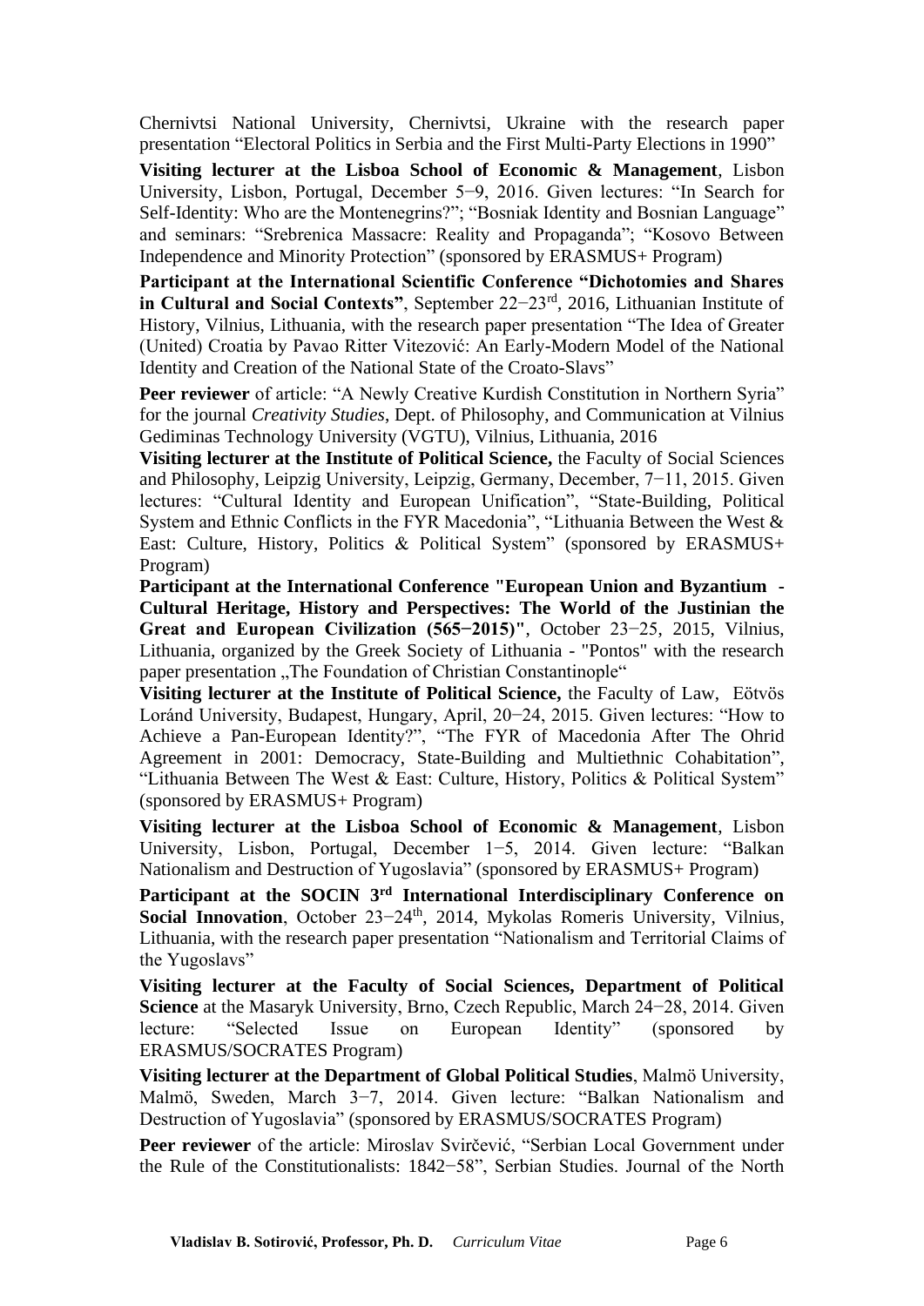Chernivtsi National University, Chernivtsi, Ukraine with the research paper presentation “Electoral Politics in Serbia and the First Multi-Party Elections in 1990”

**Visiting lecturer at the Lisboa School of Economic & Management**, Lisbon University, Lisbon, Portugal, December 5−9, 2016. Given lectures: “In Search for Self-Identity: Who are the Montenegrins?”; “Bosniak Identity and Bosnian Language” and seminars: “Srebrenica Massacre: Reality and Propaganda”; “Kosovo Between Independence and Minority Protection” (sponsored by ERASMUS+ Program)

**Participant at the International Scientific Conference “Dichotomies and Shares in Cultural and Social Contexts”**, September 22−23rd, 2016, Lithuanian Institute of History, Vilnius, Lithuania, with the research paper presentation “The Idea of Greater (United) Croatia by Pavao Ritter Vitezović: An Early-Modern Model of the National Identity and Creation of the National State of the Croato-Slavs”

**Peer reviewer** of article: “A Newly Creative Kurdish Constitution in Northern Syria” for the journal *Creativity Studies*, Dept. of Philosophy, and Communication at Vilnius Gediminas Technology University (VGTU), Vilnius, Lithuania, 2016

**Visiting lecturer at the Institute of Political Science,** the Faculty of Social Sciences and Philosophy, Leipzig University, Leipzig, Germany, December, 7−11, 2015. Given lectures: “Cultural Identity and European Unification”, “State-Building, Political System and Ethnic Conflicts in the FYR Macedonia”, “Lithuania Between the West & East: Culture, History, Politics & Political System” (sponsored by ERASMUS+ Program)

**Participant at the International Conference "European Union and Byzantium - Cultural Heritage, History and Perspectives: The World of the Justinian the Great and European Civilization (565−2015)"**, October 23−25, 2015, Vilnius, Lithuania, organized by the Greek Society of Lithuania - "Pontos" with the research paper presentation „The Foundation of Christian Constantinople“

**Visiting lecturer at the Institute of Political Science,** the Faculty of Law, Eötvös Loránd University, Budapest, Hungary, April, 20−24, 2015. Given lectures: “How to Achieve a Pan-European Identity?”, “The FYR of Macedonia After The Ohrid Agreement in 2001: Democracy, State-Building and Multiethnic Cohabitation”, “Lithuania Between The West & East: Culture, History, Politics & Political System” (sponsored by ERASMUS+ Program)

**Visiting lecturer at the Lisboa School of Economic & Management**, Lisbon University, Lisbon, Portugal, December 1−5, 2014. Given lecture: “Balkan Nationalism and Destruction of Yugoslavia” (sponsored by ERASMUS+ Program)

**Participant at the SOCIN 3rd International Interdisciplinary Conference on Social Innovation**, October 23−24th, 2014, Mykolas Romeris University, Vilnius, Lithuania, with the research paper presentation “Nationalism and Territorial Claims of the Yugoslavs”

**Visiting lecturer at the Faculty of Social Sciences, Department of Political Science** at the Masaryk University, Brno, Czech Republic, March 24−28, 2014. Given lecture: “Selected Issue on European Identity” (sponsored by ERASMUS/SOCRATES Program)

**Visiting lecturer at the Department of Global Political Studies**, Malmö University, Malmö, Sweden, March 3−7, 2014. Given lecture: “Balkan Nationalism and Destruction of Yugoslavia” (sponsored by ERASMUS/SOCRATES Program)

**Peer reviewer** of the article: Miroslav Svirčević, “Serbian Local Government under the Rule of the Constitutionalists: 1842−58”, Serbian Studies. Journal of the North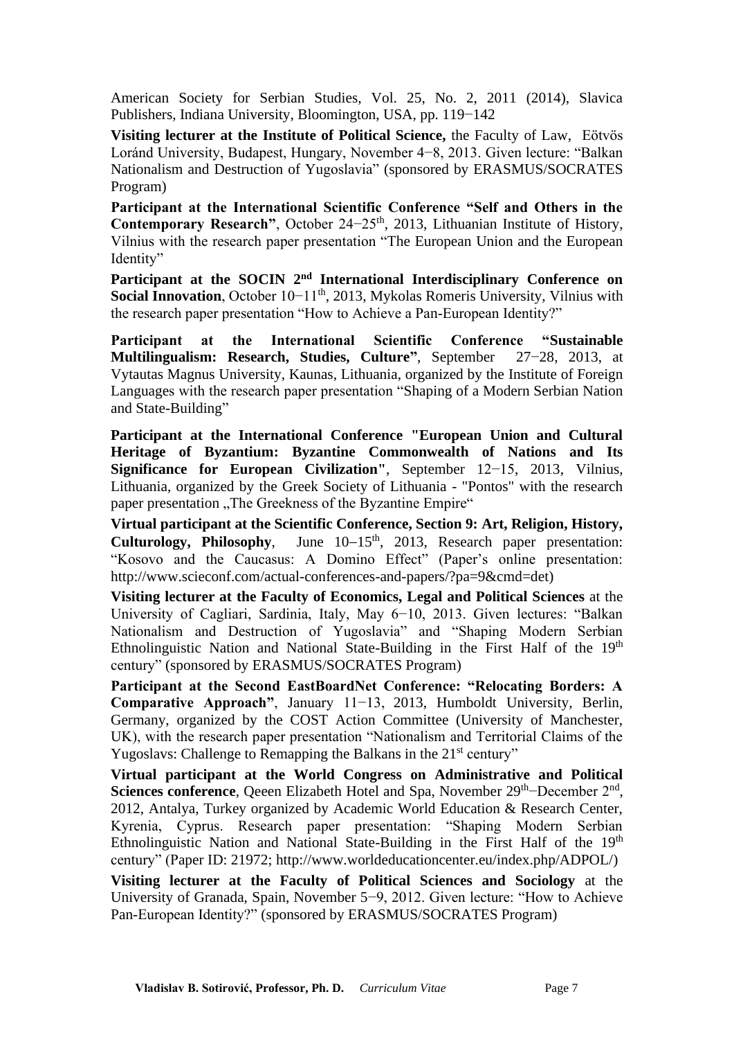American Society for Serbian Studies, Vol. 25, No. 2, 2011 (2014), Slavica Publishers, Indiana University, Bloomington, USA, pp. 119−142

**Visiting lecturer at the Institute of Political Science,** the Faculty of Law, Eötvös Loránd University, Budapest, Hungary, November 4−8, 2013. Given lecture: "Balkan Nationalism and Destruction of Yugoslavia" (sponsored by ERASMUS/SOCRATES Program)

**Participant at the International Scientific Conference "Self and Others in the Contemporary Research"**, October 24−25th, 2013, Lithuanian Institute of History, Vilnius with the research paper presentation "The European Union and the European Identity"

**Participant at the SOCIN 2nd International Interdisciplinary Conference on Social Innovation**, October 10−11th, 2013, Mykolas Romeris University, Vilnius with the research paper presentation "How to Achieve a Pan-European Identity?"

**Participant at the International Scientific Conference "Sustainable Multilingualism: Research, Studies, Culture"**, September 27−28, 2013, at Vytautas Magnus University, Kaunas, Lithuania, organized by the Institute of Foreign Languages with the research paper presentation "Shaping of a Modern Serbian Nation and State-Building"

**Participant at the International Conference "European Union and Cultural Heritage of Byzantium: Byzantine Commonwealth of Nations and Its Significance for European Civilization"**, September 12−15, 2013, Vilnius, Lithuania, organized by the Greek Society of Lithuania - "Pontos" with the research paper presentation „The Greekness of the Byzantine Empire"

**Virtual participant at the Scientific Conference, Section 9: Art, Religion, History, Culturology, Philosophy**, June 10–15th, 2013, Research paper presentation: "Kosovo and the Caucasus: A Domino Effect" (Paper's online presentation: http://www.scieconf.com/actual-conferences-and-papers/?pa=9&cmd=det)

**Visiting lecturer at the Faculty of Economics, Legal and Political Sciences** at the University of Cagliari, Sardinia, Italy, May 6−10, 2013. Given lectures: "Balkan Nationalism and Destruction of Yugoslavia" and "Shaping Modern Serbian Ethnolinguistic Nation and National State-Building in the First Half of the 19th century" (sponsored by ERASMUS/SOCRATES Program)

**Participant at the Second EastBoardNet Conference: "Relocating Borders: A Comparative Approach"**, January 11−13, 2013, Humboldt University, Berlin, Germany, organized by the COST Action Committee (University of Manchester, UK), with the research paper presentation "Nationalism and Territorial Claims of the Yugoslavs: Challenge to Remapping the Balkans in the 21st century"

**Virtual participant at the World Congress on Administrative and Political Sciences conference**, Qeeen Elizabeth Hotel and Spa, November 29th−December 2nd, 2012, Antalya, Turkey organized by Academic World Education & Research Center, Kyrenia, Cyprus. Research paper presentation: "Shaping Modern Serbian Ethnolinguistic Nation and National State-Building in the First Half of the 19th century" (Paper ID: 21972; http://www.worldeducationcenter.eu/index.php/ADPOL/)

**Visiting lecturer at the Faculty of Political Sciences and Sociology** at the University of Granada, Spain, November 5−9, 2012. Given lecture: "How to Achieve Pan-European Identity?" (sponsored by ERASMUS/SOCRATES Program)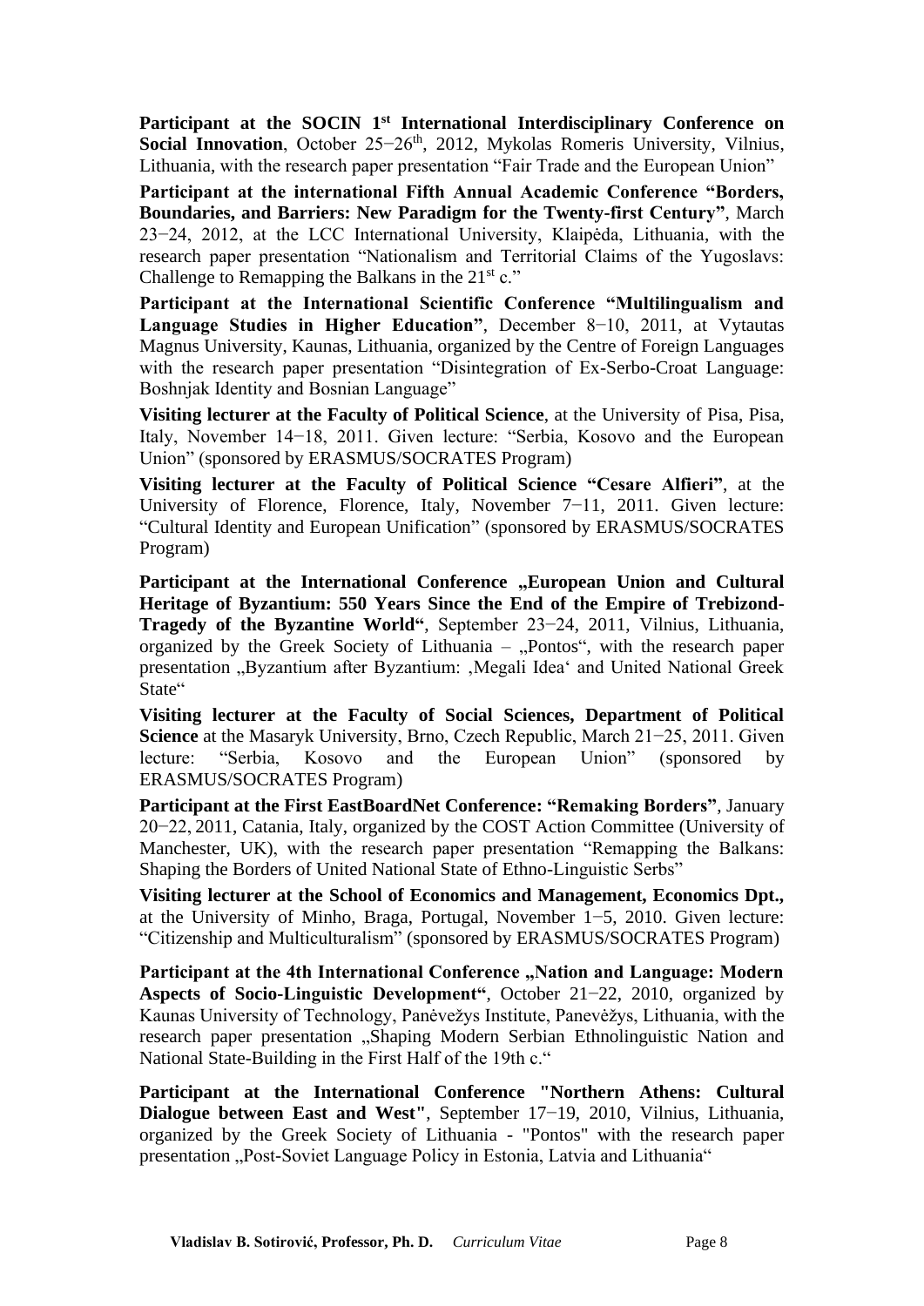**Participant at the SOCIN 1st International Interdisciplinary Conference on Social Innovation**, October 25−26th, 2012, Mykolas Romeris University, Vilnius, Lithuania, with the research paper presentation "Fair Trade and the European Union"

**Participant at the international Fifth Annual Academic Conference "Borders, Boundaries, and Barriers: New Paradigm for the Twenty-first Century"**, March 23−24, 2012, at the LCC International University, Klaipėda, Lithuania, with the research paper presentation "Nationalism and Territorial Claims of the Yugoslavs: Challenge to Remapping the Balkans in the 21st c."

**Participant at the International Scientific Conference "Multilingualism and Language Studies in Higher Education"**, December 8−10, 2011, at Vytautas Magnus University, Kaunas, Lithuania, organized by the Centre of Foreign Languages with the research paper presentation "Disintegration of Ex-Serbo-Croat Language: Boshnjak Identity and Bosnian Language"

**Visiting lecturer at the Faculty of Political Science**, at the University of Pisa, Pisa, Italy, November 14−18, 2011. Given lecture: "Serbia, Kosovo and the European Union" (sponsored by ERASMUS/SOCRATES Program)

**Visiting lecturer at the Faculty of Political Science "Cesare Alfieri"**, at the University of Florence, Florence, Italy, November 7−11, 2011. Given lecture: "Cultural Identity and European Unification" (sponsored by ERASMUS/SOCRATES Program)

**Participant at the International Conference „European Union and Cultural Heritage of Byzantium: 550 Years Since the End of the Empire of Trebizond-Tragedy of the Byzantine World"**, September 23−24, 2011, Vilnius, Lithuania, organized by the Greek Society of Lithuania – „Pontos", with the research paper presentation „Byzantium after Byzantium: ‚Megali Idea' and United National Greek State"

**Visiting lecturer at the Faculty of Social Sciences, Department of Political Science** at the Masaryk University, Brno, Czech Republic, March 21−25, 2011. Given lecture: "Serbia, Kosovo and the European Union" (sponsored by ERASMUS/SOCRATES Program)

**Participant at the First EastBoardNet Conference: "Remaking Borders"**, January 20−22, 2011, Catania, Italy, organized by the COST Action Committee (University of Manchester, UK), with the research paper presentation "Remapping the Balkans: Shaping the Borders of United National State of Ethno-Linguistic Serbs"

**Visiting lecturer at the School of Economics and Management, Economics Dpt.,** at the University of Minho, Braga, Portugal, November 1−5, 2010. Given lecture: "Citizenship and Multiculturalism" (sponsored by ERASMUS/SOCRATES Program)

**Participant at the 4th International Conference „Nation and Language: Modern Aspects of Socio-Linguistic Development"**, October 21−22, 2010, organized by Kaunas University of Technology, Panėvežys Institute, Panevėžys, Lithuania, with the research paper presentation „Shaping Modern Serbian Ethnolinguistic Nation and National State-Building in the First Half of the 19th c."

**Participant at the International Conference "Northern Athens: Cultural Dialogue between East and West"**, September 17−19, 2010, Vilnius, Lithuania, organized by the Greek Society of Lithuania - "Pontos" with the research paper presentation „Post-Soviet Language Policy in Estonia, Latvia and Lithuania"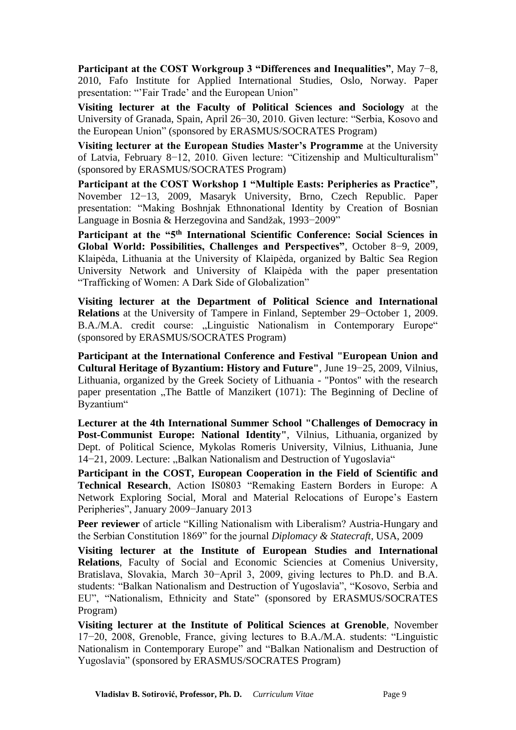**Participant at the COST Workgroup 3 "Differences and Inequalities"**, May 7−8, 2010, Fafo Institute for Applied International Studies, Oslo, Norway. Paper presentation: "'Fair Trade' and the European Union"

**Visiting lecturer at the Faculty of Political Sciences and Sociology** at the University of Granada, Spain, April 26−30, 2010. Given lecture: "Serbia, Kosovo and the European Union" (sponsored by ERASMUS/SOCRATES Program)

**Visiting lecturer at the European Studies Master's Programme** at the University of Latvia, February 8−12, 2010. Given lecture: "Citizenship and Multiculturalism" (sponsored by ERASMUS/SOCRATES Program)

**Participant at the COST Workshop 1 "Multiple Easts: Peripheries as Practice"**, November 12−13, 2009, Masaryk University, Brno, Czech Republic. Paper presentation: "Making Boshnjak Ethnonational Identity by Creation of Bosnian Language in Bosnia & Herzegovina and Sandžak, 1993−2009"

**Participant at the "5th International Scientific Conference: Social Sciences in Global World: Possibilities, Challenges and Perspectives"**, October 8−9, 2009, Klaipėda, Lithuania at the University of Klaipėda, organized by Baltic Sea Region University Network and University of Klaipėda with the paper presentation "Trafficking of Women: A Dark Side of Globalization"

**Visiting lecturer at the Department of Political Science and International Relations** at the University of Tampere in Finland, September 29−October 1, 2009. B.A./M.A. credit course: „Linguistic Nationalism in Contemporary Europe" (sponsored by ERASMUS/SOCRATES Program)

**Participant at the International Conference and Festival "European Union and Cultural Heritage of Byzantium: History and Future"**, June 19−25, 2009, Vilnius, Lithuania, organized by the Greek Society of Lithuania - "Pontos" with the research paper presentation „The Battle of Manzikert (1071): The Beginning of Decline of Byzantium"

**Lecturer at the 4th International Summer School "Challenges of Democracy in Post-Communist Europe: National Identity"**, Vilnius, Lithuania, organized by Dept. of Political Science, Mykolas Romeris University, Vilnius, Lithuania, June 14−21, 2009. Lecture: „Balkan Nationalism and Destruction of Yugoslavia"

**Participant in the COST, European Cooperation in the Field of Scientific and Technical Research**, Action IS0803 "Remaking Eastern Borders in Europe: A Network Exploring Social, Moral and Material Relocations of Europe's Eastern Peripheries", January 2009−January 2013

**Peer reviewer** of article "Killing Nationalism with Liberalism? Austria-Hungary and the Serbian Constitution 1869" for the journal *Diplomacy & Statecraft*, USA, 2009

**Visiting lecturer at the Institute of European Studies and International Relations**, Faculty of Social and Economic Sciencies at Comenius University, Bratislava, Slovakia, March 30−April 3, 2009, giving lectures to Ph.D. and B.A. students: "Balkan Nationalism and Destruction of Yugoslavia", "Kosovo, Serbia and EU", "Nationalism, Ethnicity and State" (sponsored by ERASMUS/SOCRATES Program)

**Visiting lecturer at the Institute of Political Sciences at Grenoble**, November 17−20, 2008, Grenoble, France, giving lectures to B.A./M.A. students: "Linguistic Nationalism in Contemporary Europe" and "Balkan Nationalism and Destruction of Yugoslavia" (sponsored by ERASMUS/SOCRATES Program)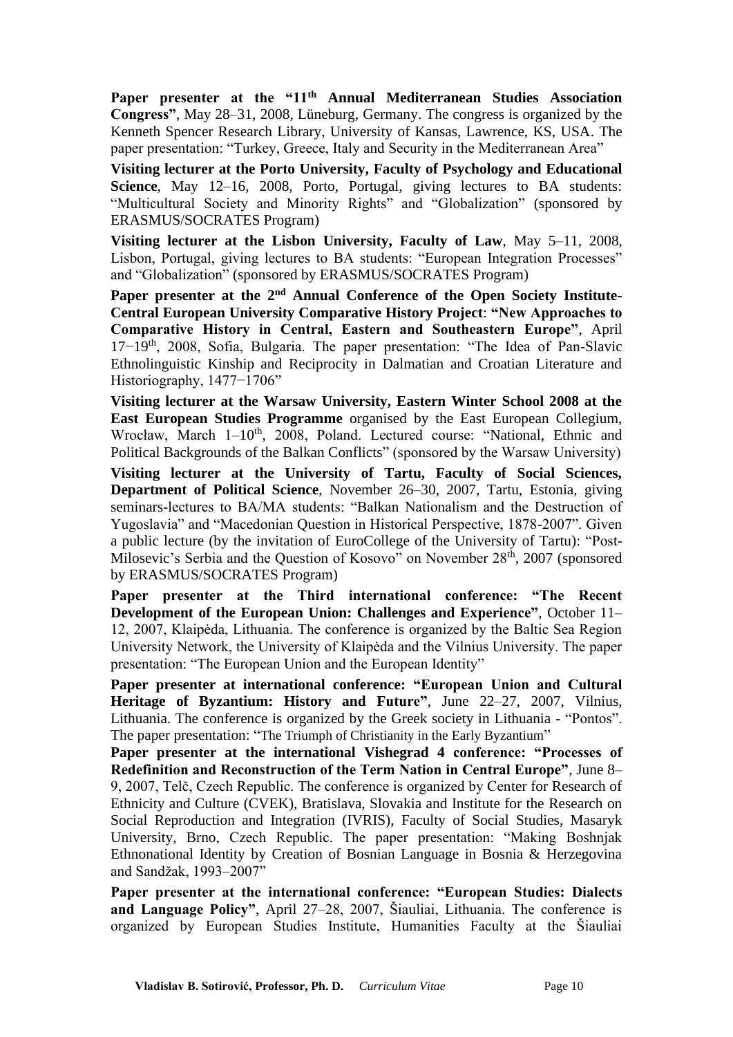**Paper presenter at the "11th Annual Mediterranean Studies Association Congress"**, May 28–31, 2008, Lüneburg, Germany. The congress is organized by the Kenneth Spencer Research Library, University of Kansas, Lawrence, KS, USA. The paper presentation: "Turkey, Greece, Italy and Security in the Mediterranean Area"

**Visiting lecturer at the Porto University, Faculty of Psychology and Educational Science**, May 12–16, 2008, Porto, Portugal, giving lectures to BA students: "Multicultural Society and Minority Rights" and "Globalization" (sponsored by ERASMUS/SOCRATES Program)

**Visiting lecturer at the Lisbon University, Faculty of Law**, May 5–11, 2008, Lisbon, Portugal, giving lectures to BA students: "European Integration Processes" and "Globalization" (sponsored by ERASMUS/SOCRATES Program)

**Paper presenter at the 2nd Annual Conference of the Open Society Institute-Central European University Comparative History Project**: **"New Approaches to Comparative History in Central, Eastern and Southeastern Europe"**, April 17−19th, 2008, Sofia, Bulgaria. The paper presentation: "The Idea of Pan-Slavic Ethnolinguistic Kinship and Reciprocity in Dalmatian and Croatian Literature and Historiography, 1477−1706"

**Visiting lecturer at the Warsaw University, Eastern Winter School 2008 at the East European Studies Programme** organised by the East European Collegium, Wrocław, March 1–10th, 2008, Poland. Lectured course: "National, Ethnic and Political Backgrounds of the Balkan Conflicts" (sponsored by the Warsaw University)

**Visiting lecturer at the University of Tartu, Faculty of Social Sciences, Department of Political Science**, November 26–30, 2007, Tartu, Estonia, giving seminars-lectures to BA/MA students: "Balkan Nationalism and the Destruction of Yugoslavia" and "Macedonian Question in Historical Perspective, 1878-2007". Given a public lecture (by the invitation of EuroCollege of the University of Tartu): "Post-Milosevic's Serbia and the Question of Kosovo" on November 28th, 2007 (sponsored by ERASMUS/SOCRATES Program)

**Paper presenter at the Third international conference: "The Recent Development of the European Union: Challenges and Experience"**, October 11–12, 2007, Klaipėda, Lithuania. The conference is organized by the Baltic Sea Region University Network, the University of Klaipėda and the Vilnius University. The paper presentation: "The European Union and the European Identity"

**Paper presenter at international conference: "European Union and Cultural Heritage of Byzantium: History and Future"**, June 22–27, 2007, Vilnius, Lithuania. The conference is organized by the Greek society in Lithuania - "Pontos". The paper presentation: "The Triumph of Christianity in the Early Byzantium"

**Paper presenter at the international Vishegrad 4 conference: "Processes of Redefinition and Reconstruction of the Term Nation in Central Europe"**, June 8–9, 2007, Telč, Czech Republic. The conference is organized by Center for Research of Ethnicity and Culture (CVEK), Bratislava, Slovakia and Institute for the Research on Social Reproduction and Integration (IVRIS), Faculty of Social Studies, Masaryk University, Brno, Czech Republic. The paper presentation: "Making Boshnjak Ethnonational Identity by Creation of Bosnian Language in Bosnia & Herzegovina and Sandžak, 1993–2007"

**Paper presenter at the international conference: "European Studies: Dialects and Language Policy"**, April 27–28, 2007, Šiauliai, Lithuania. The conference is organized by European Studies Institute, Humanities Faculty at the Šiauliai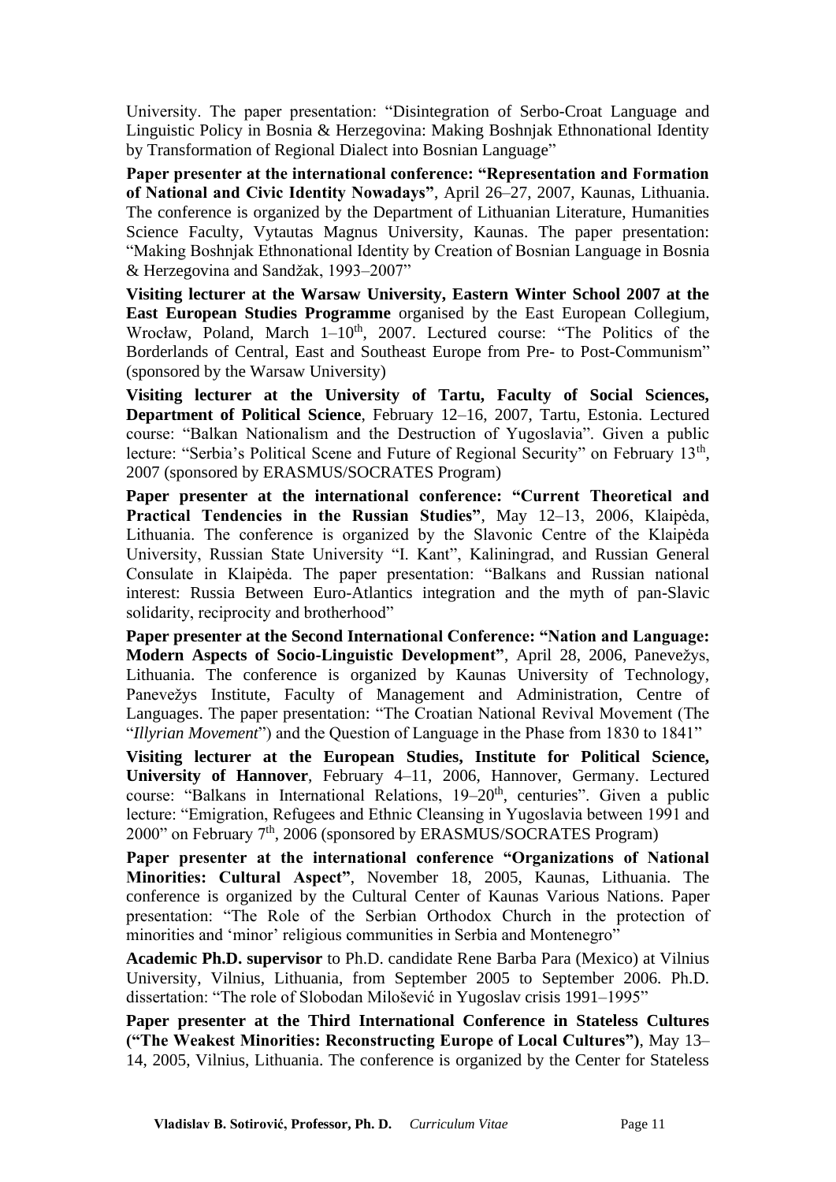University. The paper presentation: "Disintegration of Serbo-Croat Language and Linguistic Policy in Bosnia & Herzegovina: Making Boshnjak Ethnonational Identity by Transformation of Regional Dialect into Bosnian Language"

**Paper presenter at the international conference: "Representation and Formation of National and Civic Identity Nowadays"**, April 26–27, 2007, Kaunas, Lithuania. The conference is organized by the Department of Lithuanian Literature, Humanities Science Faculty, Vytautas Magnus University, Kaunas. The paper presentation: "Making Boshnjak Ethnonational Identity by Creation of Bosnian Language in Bosnia & Herzegovina and Sandžak, 1993–2007"

**Visiting lecturer at the Warsaw University, Eastern Winter School 2007 at the East European Studies Programme** organised by the East European Collegium, Wrocław, Poland, March 1–10th, 2007. Lectured course: "The Politics of the Borderlands of Central, East and Southeast Europe from Pre- to Post-Communism" (sponsored by the Warsaw University)

**Visiting lecturer at the University of Tartu, Faculty of Social Sciences, Department of Political Science**, February 12–16, 2007, Tartu, Estonia. Lectured course: "Balkan Nationalism and the Destruction of Yugoslavia". Given a public lecture: "Serbia's Political Scene and Future of Regional Security" on February 13th, 2007 (sponsored by ERASMUS/SOCRATES Program)

**Paper presenter at the international conference: "Current Theoretical and Practical Tendencies in the Russian Studies"**, May 12–13, 2006, Klaipėda, Lithuania. The conference is organized by the Slavonic Centre of the Klaipėda University, Russian State University "I. Kant", Kaliningrad, and Russian General Consulate in Klaipėda. The paper presentation: "Balkans and Russian national interest: Russia Between Euro-Atlantics integration and the myth of pan-Slavic solidarity, reciprocity and brotherhood"

**Paper presenter at the Second International Conference: "Nation and Language: Modern Aspects of Socio-Linguistic Development"**, April 28, 2006, Panevežys, Lithuania. The conference is organized by Kaunas University of Technology, Panevežys Institute, Faculty of Management and Administration, Centre of Languages. The paper presentation: "The Croatian National Revival Movement (The "*Illyrian Movement*") and the Question of Language in the Phase from 1830 to 1841"

**Visiting lecturer at the European Studies, Institute for Political Science, University of Hannover**, February 4–11, 2006, Hannover, Germany. Lectured course: "Balkans in International Relations, 19–20th, centuries". Given a public lecture: "Emigration, Refugees and Ethnic Cleansing in Yugoslavia between 1991 and 2000" on February 7th, 2006 (sponsored by ERASMUS/SOCRATES Program)

**Paper presenter at the international conference "Organizations of National Minorities: Cultural Aspect"**, November 18, 2005, Kaunas, Lithuania. The conference is organized by the Cultural Center of Kaunas Various Nations. Paper presentation: "The Role of the Serbian Orthodox Church in the protection of minorities and 'minor' religious communities in Serbia and Montenegro"

**Academic Ph.D. supervisor** to Ph.D. candidate Rene Barba Para (Mexico) at Vilnius University, Vilnius, Lithuania, from September 2005 to September 2006. Ph.D. dissertation: "The role of Slobodan Milošević in Yugoslav crisis 1991–1995"

**Paper presenter at the Third International Conference in Stateless Cultures ("The Weakest Minorities: Reconstructing Europe of Local Cultures")**, May 13–14, 2005, Vilnius, Lithuania. The conference is organized by the Center for Stateless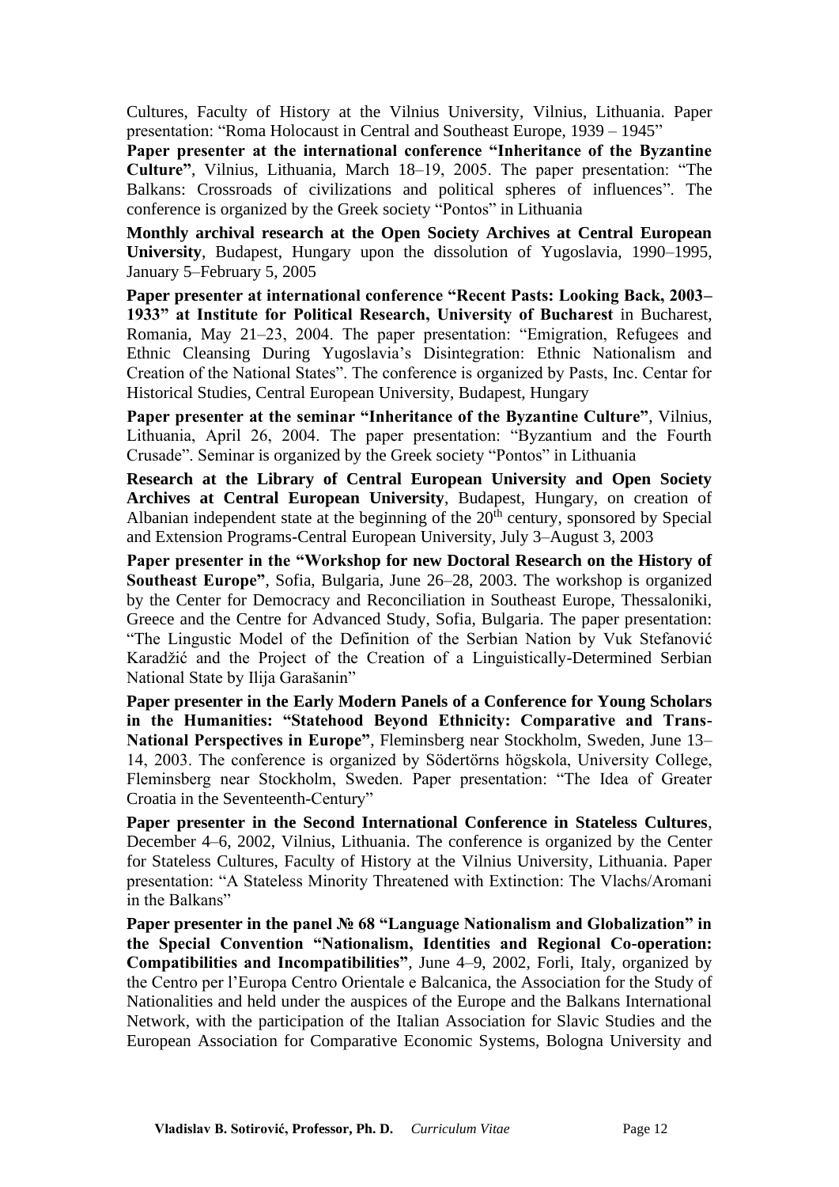Cultures, Faculty of History at the Vilnius University, Vilnius, Lithuania. Paper presentation: "Roma Holocaust in Central and Southeast Europe, 1939 – 1945"

**Paper presenter at the international conference "Inheritance of the Byzantine Culture"**, Vilnius, Lithuania, March 18–19, 2005. The paper presentation: "The Balkans: Crossroads of civilizations and political spheres of influences". The conference is organized by the Greek society "Pontos" in Lithuania

**Monthly archival research at the Open Society Archives at Central European University**, Budapest, Hungary upon the dissolution of Yugoslavia, 1990–1995, January 5–February 5, 2005

**Paper presenter at international conference "Recent Pasts: Looking Back, 2003–1933" at Institute for Political Research, University of Bucharest** in Bucharest, Romania, May 21–23, 2004. The paper presentation: "Emigration, Refugees and Ethnic Cleansing During Yugoslavia's Disintegration: Ethnic Nationalism and Creation of the National States". The conference is organized by Pasts, Inc. Centar for Historical Studies, Central European University, Budapest, Hungary

**Paper presenter at the seminar "Inheritance of the Byzantine Culture"**, Vilnius, Lithuania, April 26, 2004. The paper presentation: "Byzantium and the Fourth Crusade". Seminar is organized by the Greek society "Pontos" in Lithuania

**Research at the Library of Central European University and Open Society Archives at Central European University**, Budapest, Hungary, on creation of Albanian independent state at the beginning of the 20th century, sponsored by Special and Extension Programs-Central European University, July 3–August 3, 2003

**Paper presenter in the "Workshop for new Doctoral Research on the History of Southeast Europe"**, Sofia, Bulgaria, June 26–28, 2003. The workshop is organized by the Center for Democracy and Reconciliation in Southeast Europe, Thessaloniki, Greece and the Centre for Advanced Study, Sofia, Bulgaria. The paper presentation: "The Lingustic Model of the Definition of the Serbian Nation by Vuk Stefanović Karadžić and the Project of the Creation of a Linguistically-Determined Serbian National State by Ilija Garašanin"

**Paper presenter in the Early Modern Panels of a Conference for Young Scholars in the Humanities: "Statehood Beyond Ethnicity: Comparative and Trans-National Perspectives in Europe"**, Fleminsberg near Stockholm, Sweden, June 13–14, 2003. The conference is organized by Södertörns högskola, University College, Fleminsberg near Stockholm, Sweden. Paper presentation: "The Idea of Greater Croatia in the Seventeenth-Century"

**Paper presenter in the Second International Conference in Stateless Cultures**, December 4–6, 2002, Vilnius, Lithuania. The conference is organized by the Center for Stateless Cultures, Faculty of History at the Vilnius University, Lithuania. Paper presentation: "A Stateless Minority Threatened with Extinction: The Vlachs/Aromani in the Balkans"

**Paper presenter in the panel № 68 "Language Nationalism and Globalization" in the Special Convention "Nationalism, Identities and Regional Co-operation: Compatibilities and Incompatibilities"**, June 4–9, 2002, Forli, Italy, organized by the Centro per l'Europa Centro Orientale e Balcanica, the Association for the Study of Nationalities and held under the auspices of the Europe and the Balkans International Network, with the participation of the Italian Association for Slavic Studies and the European Association for Comparative Economic Systems, Bologna University and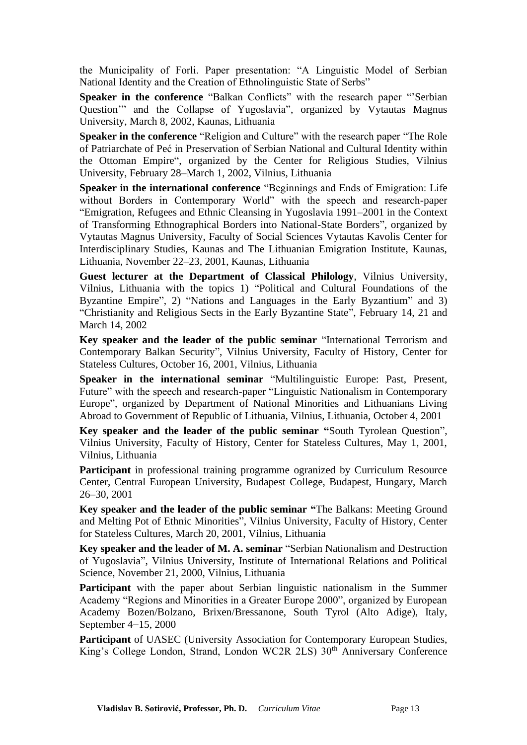the Municipality of Forli. Paper presentation: "A Linguistic Model of Serbian National Identity and the Creation of Ethnolinguistic State of Serbs"

**Speaker in the conference** "Balkan Conflicts" with the research paper "'Serbian Question'" and the Collapse of Yugoslavia", organized by Vytautas Magnus University, March 8, 2002, Kaunas, Lithuania

**Speaker in the conference** "Religion and Culture" with the research paper "The Role of Patriarchate of Peć in Preservation of Serbian National and Cultural Identity within the Ottoman Empire", organized by the Center for Religious Studies, Vilnius University, February 28–March 1, 2002, Vilnius, Lithuania

**Speaker in the international conference** "Beginnings and Ends of Emigration: Life without Borders in Contemporary World" with the speech and research-paper "Emigration, Refugees and Ethnic Cleansing in Yugoslavia 1991–2001 in the Context of Transforming Ethnographical Borders into National-State Borders", organized by Vytautas Magnus University, Faculty of Social Sciences Vytautas Kavolis Center for Interdisciplinary Studies, Kaunas and The Lithuanian Emigration Institute, Kaunas, Lithuania, November 22–23, 2001, Kaunas, Lithuania

**Guest lecturer at the Department of Classical Philology**, Vilnius University, Vilnius, Lithuania with the topics 1) "Political and Cultural Foundations of the Byzantine Empire", 2) "Nations and Languages in the Early Byzantium" and 3) "Christianity and Religious Sects in the Early Byzantine State", February 14, 21 and March 14, 2002

**Key speaker and the leader of the public seminar** "International Terrorism and Contemporary Balkan Security", Vilnius University, Faculty of History, Center for Stateless Cultures, October 16, 2001, Vilnius, Lithuania

**Speaker in the international seminar** "Multilinguistic Europe: Past, Present, Future" with the speech and research-paper "Linguistic Nationalism in Contemporary Europe", organized by Department of National Minorities and Lithuanians Living Abroad to Government of Republic of Lithuania, Vilnius, Lithuania, October 4, 2001

**Key speaker and the leader of the public seminar "**South Tyrolean Question", Vilnius University, Faculty of History, Center for Stateless Cultures, May 1, 2001, Vilnius, Lithuania

**Participant** in professional training programme ogranized by Curriculum Resource Center, Central European University, Budapest College, Budapest, Hungary, March 26–30, 2001

**Key speaker and the leader of the public seminar "**The Balkans: Meeting Ground and Melting Pot of Ethnic Minorities", Vilnius University, Faculty of History, Center for Stateless Cultures, March 20, 2001, Vilnius, Lithuania

**Key speaker and the leader of M. A. seminar** "Serbian Nationalism and Destruction of Yugoslavia", Vilnius University, Institute of International Relations and Political Science, November 21, 2000, Vilnius, Lithuania

**Participant** with the paper about Serbian linguistic nationalism in the Summer Academy "Regions and Minorities in a Greater Europe 2000", organized by European Academy Bozen/Bolzano, Brixen/Bressanone, South Tyrol (Alto Adige), Italy, September 4−15, 2000

**Participant** of UASEC (University Association for Contemporary European Studies, King's College London, Strand, London WC2R 2LS) 30th Anniversary Conference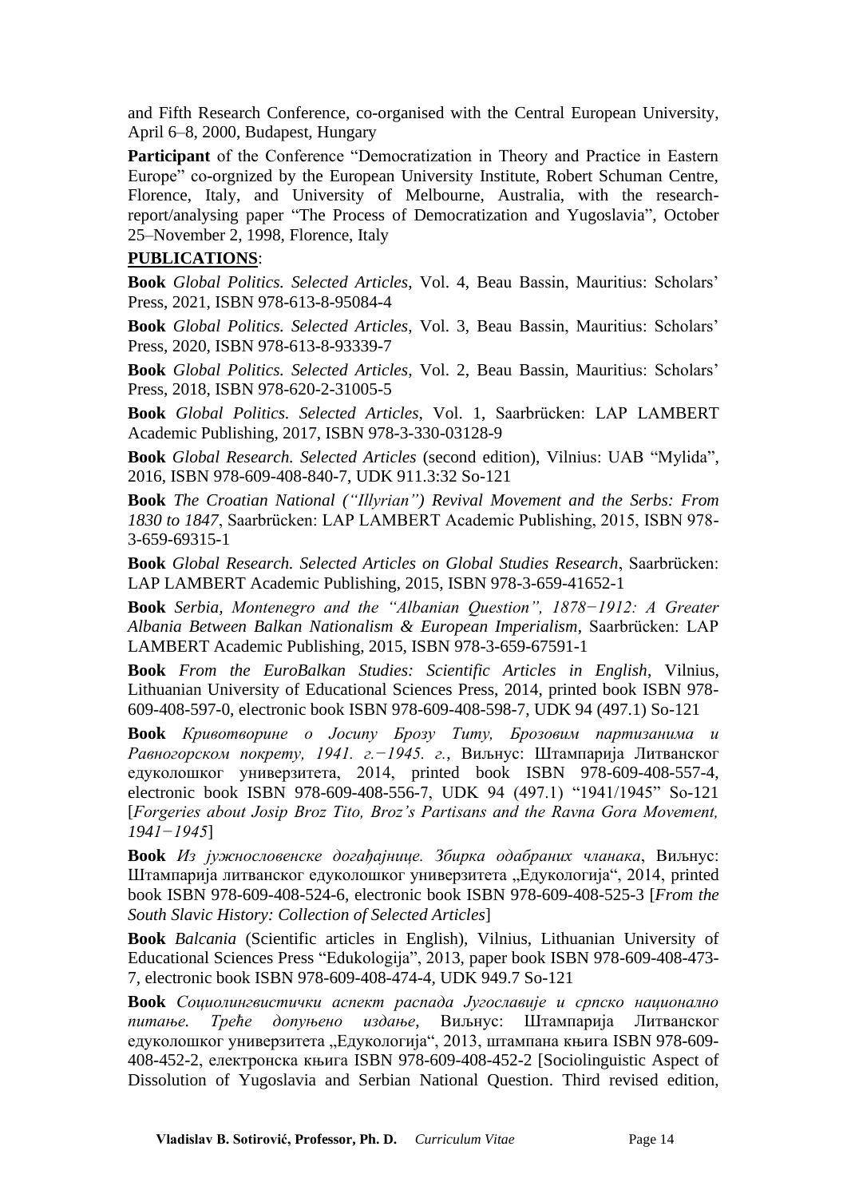and Fifth Research Conference, co-organised with the Central European University, April 6–8, 2000, Budapest, Hungary

**Participant** of the Conference "Democratization in Theory and Practice in Eastern Europe" co-orgnized by the European University Institute, Robert Schuman Centre, Florence, Italy, and University of Melbourne, Australia, with the research-report/analysing paper "The Process of Democratization and Yugoslavia", October 25–November 2, 1998, Florence, Italy

**PUBLICATIONS**:

**Book** *Global Politics. Selected Articles*, Vol. 4, Beau Bassin, Mauritius: Scholars' Press, 2021, ISBN 978-613-8-95084-4

**Book** *Global Politics. Selected Articles*, Vol. 3, Beau Bassin, Mauritius: Scholars' Press, 2020, ISBN 978-613-8-93339-7

**Book** *Global Politics. Selected Articles*, Vol. 2, Beau Bassin, Mauritius: Scholars' Press, 2018, ISBN 978-620-2-31005-5

**Book** *Global Politics. Selected Articles*, Vol. 1, Saarbrücken: LAP LAMBERT Academic Publishing, 2017, ISBN 978-3-330-03128-9

**Book** *Global Research. Selected Articles* (second edition), Vilnius: UAB "Mylida", 2016, ISBN 978-609-408-840-7, UDK 911.3:32 So-121

**Book** *The Croatian National ("Illyrian") Revival Movement and the Serbs: From 1830 to 1847*, Saarbrücken: LAP LAMBERT Academic Publishing, 2015, ISBN 978-3-659-69315-1

**Book** *Global Research. Selected Articles on Global Studies Research*, Saarbrücken: LAP LAMBERT Academic Publishing, 2015, ISBN 978-3-659-41652-1

**Book** *Serbia, Montenegro and the "Albanian Question", 1878−1912: A Greater Albania Between Balkan Nationalism & European Imperialism*, Saarbrücken: LAP LAMBERT Academic Publishing, 2015, ISBN 978-3-659-67591-1

**Book** *From the EuroBalkan Studies: Scientific Articles in English*, Vilnius, Lithuanian University of Educational Sciences Press, 2014, printed book ISBN 978-609-408-597-0, electronic book ISBN 978-609-408-598-7, UDK 94 (497.1) So-121

**Book** *Кривотворине о Јосипу Брозу Титу, Брозовим партизанима и Равногорском покрету, 1941. г.−1945. г.*, Виљнус: Штампарија Литванског едуколошког универзитета, 2014, printed book ISBN 978-609-408-557-4, electronic book ISBN 978-609-408-556-7, UDK 94 (497.1) "1941/1945" So-121 [*Forgeries about Josip Broz Tito, Broz's Partisans and the Ravna Gora Movement, 1941−1945*]

**Book** *Из јужнословенске догађајнице. Збирка одабраних чланака*, Виљнус: Штампарија литванског едуколошког универзитета „Едукологија", 2014, printed book ISBN 978-609-408-524-6, electronic book ISBN 978-609-408-525-3 [*From the South Slavic History: Collection of Selected Articles*]

**Book** *Balcania* (Scientific articles in English), Vilnius, Lithuanian University of Educational Sciences Press "Edukologija", 2013, paper book ISBN 978-609-408-473-7, electronic book ISBN 978-609-408-474-4, UDK 949.7 So-121

**Book** *Социолингвистички аспект распада Југославије и српско национално питање. Треће допуњено издање*, Виљнус: Штампарија Литванског едуколошког универзитета „Едукологија", 2013, штампана књига ISBN 978-609-408-452-2, електронска књига ISBN 978-609-408-452-2 [Sociolinguistic Aspect of Dissolution of Yugoslavia and Serbian National Question. Third revised edition,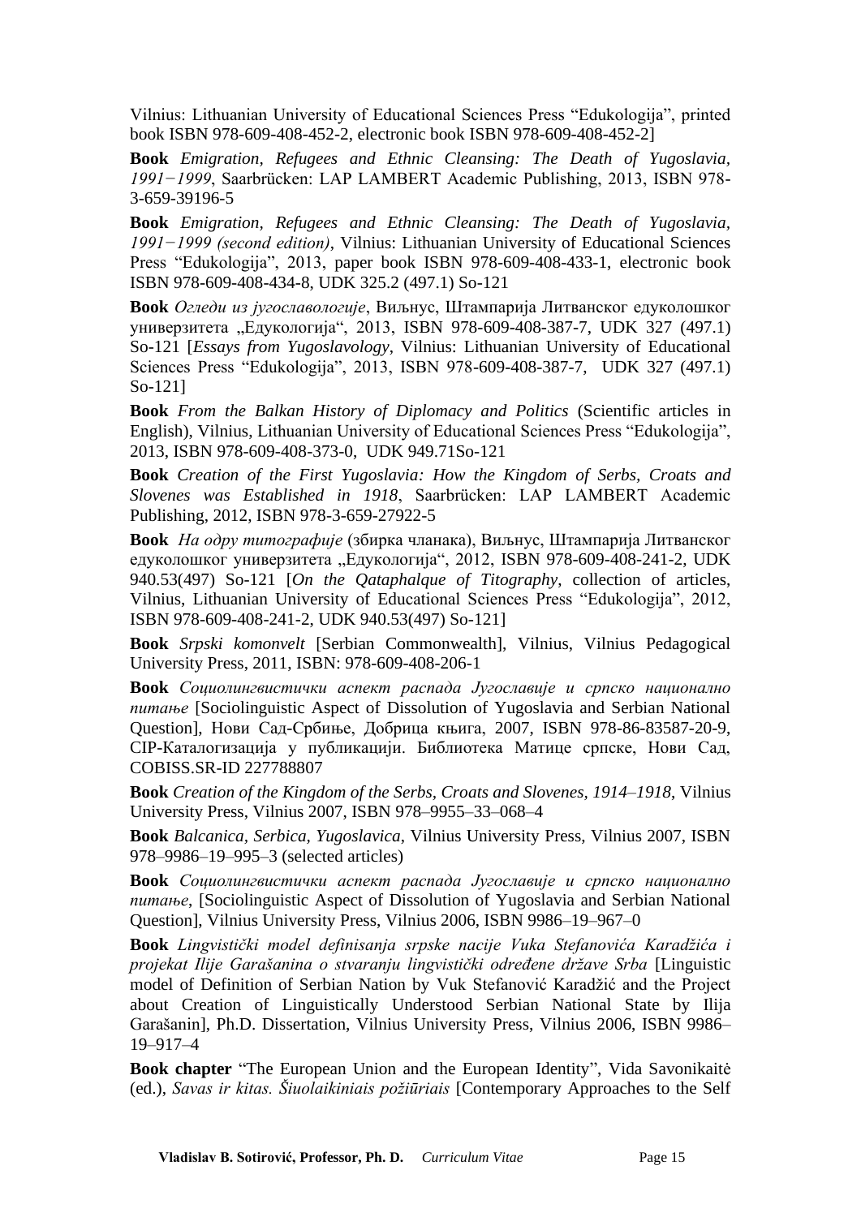Vilnius: Lithuanian University of Educational Sciences Press "Edukologija", printed book ISBN 978-609-408-452-2, electronic book ISBN 978-609-408-452-2]

**Book** *Emigration, Refugees and Ethnic Cleansing: The Death of Yugoslavia, 1991−1999*, Saarbrücken: LAP LAMBERT Academic Publishing, 2013, ISBN 978-3-659-39196-5

**Book** *Emigration, Refugees and Ethnic Cleansing: The Death of Yugoslavia, 1991−1999 (second edition)*, Vilnius: Lithuanian University of Educational Sciences Press "Edukologija", 2013, paper book ISBN 978-609-408-433-1, electronic book ISBN 978-609-408-434-8, UDK 325.2 (497.1) So-121

**Book** *Огледи из југославологије*, Виљнус, Штампарија Литванског едуколошког универзитета „Едукологија", 2013, ISBN 978-609-408-387-7, UDK 327 (497.1) So-121 [*Essays from Yugoslavology*, Vilnius: Lithuanian University of Educational Sciences Press "Edukologija", 2013, ISBN 978-609-408-387-7, UDK 327 (497.1) So-121]

**Book** *From the Balkan History of Diplomacy and Politics* (Scientific articles in English), Vilnius, Lithuanian University of Educational Sciences Press "Edukologija", 2013, ISBN 978-609-408-373-0, UDK 949.71So-121

**Book** *Creation of the First Yugoslavia: How the Kingdom of Serbs, Croats and Slovenes was Established in 1918*, Saarbrücken: LAP LAMBERT Academic Publishing, 2012, ISBN 978-3-659-27922-5

**Book** *На одру титографије* (збирка чланака), Виљнус, Штампарија Литванског едуколошког универзитета „Едукологија", 2012, ISBN 978-609-408-241-2, UDK 940.53(497) So-121 [*On the Qataphalque of Titography*, collection of articles, Vilnius, Lithuanian University of Educational Sciences Press "Edukologija", 2012, ISBN 978-609-408-241-2, UDK 940.53(497) So-121]

**Book** *Srpski komonvelt* [Serbian Commonwealth], Vilnius, Vilnius Pedagogical University Press, 2011, ISBN: 978-609-408-206-1

**Book** *Социолингвистички аспект распада Југославије и српско национално питање* [Sociolinguistic Aspect of Dissolution of Yugoslavia and Serbian National Question], Нови Сад-Србиње, Добрица књига, 2007, ISBN 978-86-83587-20-9, CIP-Каталогизација у публикацији. Библиотека Матице српске, Нови Сад, COBISS.SR-ID 227788807

**Book** *Creation of the Kingdom of the Serbs, Croats and Slovenes, 1914–1918*, Vilnius University Press, Vilnius 2007, ISBN 978–9955–33–068–4

**Book** *Balcanica, Serbica, Yugoslavica*, Vilnius University Press, Vilnius 2007, ISBN 978–9986–19–995–3 (selected articles)

**Book** *Социолингвистички аспект распада Југославије и српско национално питање*, [Sociolinguistic Aspect of Dissolution of Yugoslavia and Serbian National Question], Vilnius University Press, Vilnius 2006, ISBN 9986–19–967–0

**Book** *Lingvistički model definisanja srpske nacije Vuka Stefanovića Karadžića i projekat Ilije Garašanina o stvaranju lingvistički određene države Srba* [Linguistic model of Definition of Serbian Nation by Vuk Stefanović Karadžić and the Project about Creation of Linguistically Understood Serbian National State by Ilija Garašanin], Ph.D. Dissertation, Vilnius University Press, Vilnius 2006, ISBN 9986–19–917–4

**Book chapter** "The European Union and the European Identity", Vida Savonikaitė (ed.), *Savas ir kitas. Šiuolaikiniais požiūriais* [Contemporary Approaches to the Self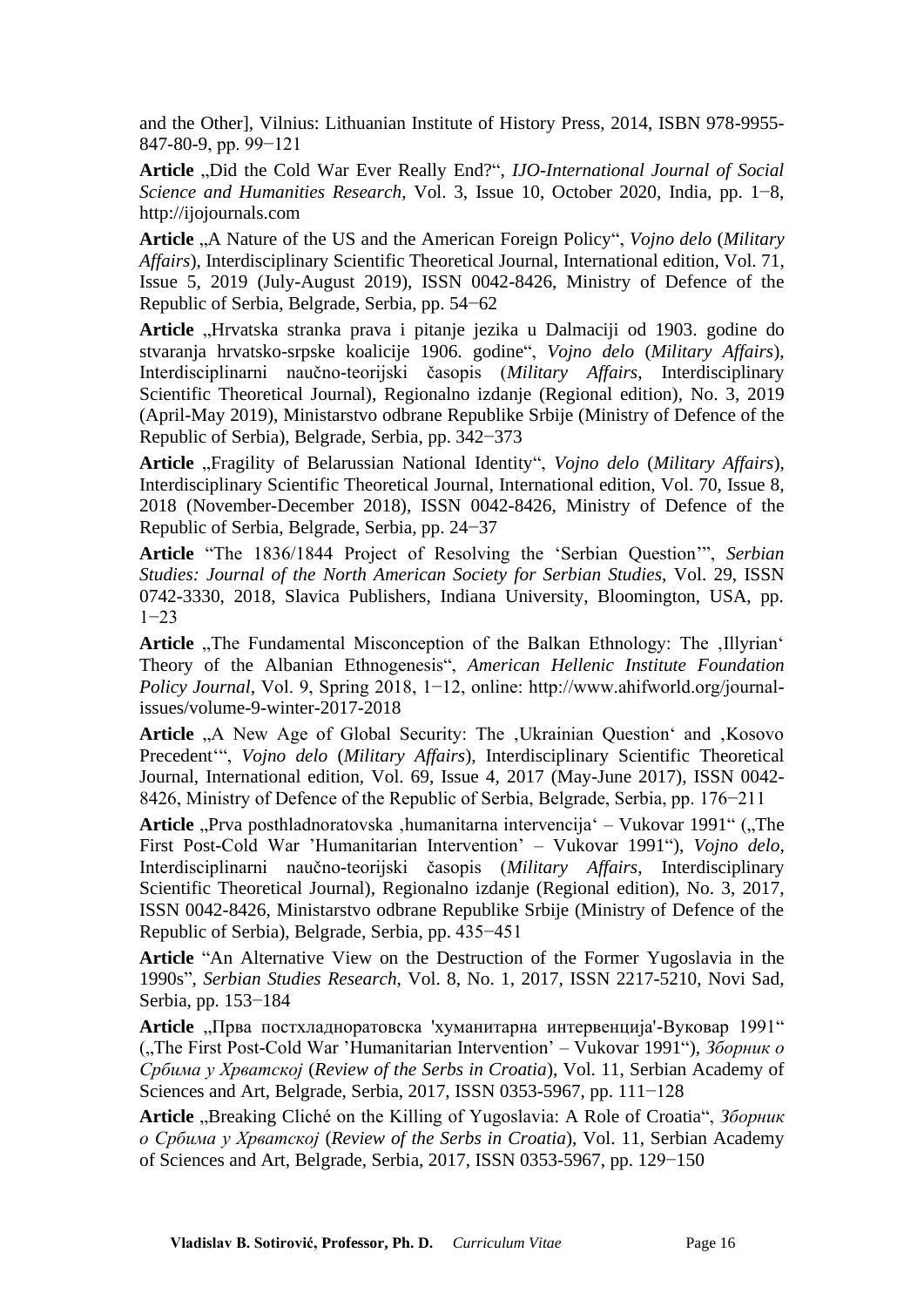and the Other], Vilnius: Lithuanian Institute of History Press, 2014, ISBN 978-9955-847-80-9, pp. 99−121

**Article** „Did the Cold War Ever Really End?“, *IJO-International Journal of Social Science and Humanities Research*, Vol. 3, Issue 10, October 2020, India, pp. 1−8, http://ijojournals.com

**Article** „A Nature of the US and the American Foreign Policy“, *Vojno delo* (*Military Affairs*), Interdisciplinary Scientific Theoretical Journal, International edition, Vol. 71, Issue 5, 2019 (July-August 2019), ISSN 0042-8426, Ministry of Defence of the Republic of Serbia, Belgrade, Serbia, pp. 54−62

**Article** „Hrvatska stranka prava i pitanje jezika u Dalmaciji od 1903. godine do stvaranja hrvatsko-srpske koalicije 1906. godine“, *Vojno delo* (*Military Affairs*), Interdisciplinarni naučno-teorijski časopis (*Military Affairs*, Interdisciplinary Scientific Theoretical Journal), Regionalno izdanje (Regional edition), No. 3, 2019 (April-May 2019), Ministarstvo odbrane Republike Srbije (Ministry of Defence of the Republic of Serbia), Belgrade, Serbia, pp. 342−373

**Article** „Fragility of Belarussian National Identity“, *Vojno delo* (*Military Affairs*), Interdisciplinary Scientific Theoretical Journal, International edition, Vol. 70, Issue 8, 2018 (November-December 2018), ISSN 0042-8426, Ministry of Defence of the Republic of Serbia, Belgrade, Serbia, pp. 24−37

**Article** “The 1836/1844 Project of Resolving the ‘Serbian Question’”, *Serbian Studies: Journal of the North American Society for Serbian Studies*, Vol. 29, ISSN 0742-3330, 2018, Slavica Publishers, Indiana University, Bloomington, USA, pp. 1−23

**Article** „The Fundamental Misconception of the Balkan Ethnology: The ‚Illyrian‘ Theory of the Albanian Ethnogenesis“, *American Hellenic Institute Foundation Policy Journal*, Vol. 9, Spring 2018, 1−12, online: http://www.ahifworld.org/journal-issues/volume-9-winter-2017-2018

**Article** „A New Age of Global Security: The ‚Ukrainian Question‘ and ‚Kosovo Precedent‘“, *Vojno delo* (*Military Affairs*), Interdisciplinary Scientific Theoretical Journal, International edition, Vol. 69, Issue 4, 2017 (May-June 2017), ISSN 0042-8426, Ministry of Defence of the Republic of Serbia, Belgrade, Serbia, pp. 176−211

**Article** „Prva posthladnoratovska ‚humanitarna intervencija‘ – Vukovar 1991“ („The First Post-Cold War ’Humanitarian Intervention’ – Vukovar 1991“), *Vojno delo*, Interdisciplinarni naučno-teorijski časopis (*Military Affairs*, Interdisciplinary Scientific Theoretical Journal), Regionalno izdanje (Regional edition), No. 3, 2017, ISSN 0042-8426, Ministarstvo odbrane Republike Srbije (Ministry of Defence of the Republic of Serbia), Belgrade, Serbia, pp. 435−451

**Article** “An Alternative View on the Destruction of the Former Yugoslavia in the 1990s”, *Serbian Studies Research*, Vol. 8, No. 1, 2017, ISSN 2217-5210, Novi Sad, Serbia, pp. 153−184

**Article** „Прва постхладноратовска 'хуманитарна интервенција'-Вуковар 1991“ („The First Post-Cold War ’Humanitarian Intervention’ – Vukovar 1991“), *Зборник о Србима у Хрватској* (*Review of the Serbs in Croatia*), Vol. 11, Serbian Academy of Sciences and Art, Belgrade, Serbia, 2017, ISSN 0353-5967, pp. 111−128

**Article** „Breaking Cliché on the Killing of Yugoslavia: A Role of Croatia“, *Зборник о Србима у Хрватској* (*Review of the Serbs in Croatia*), Vol. 11, Serbian Academy of Sciences and Art, Belgrade, Serbia, 2017, ISSN 0353-5967, pp. 129−150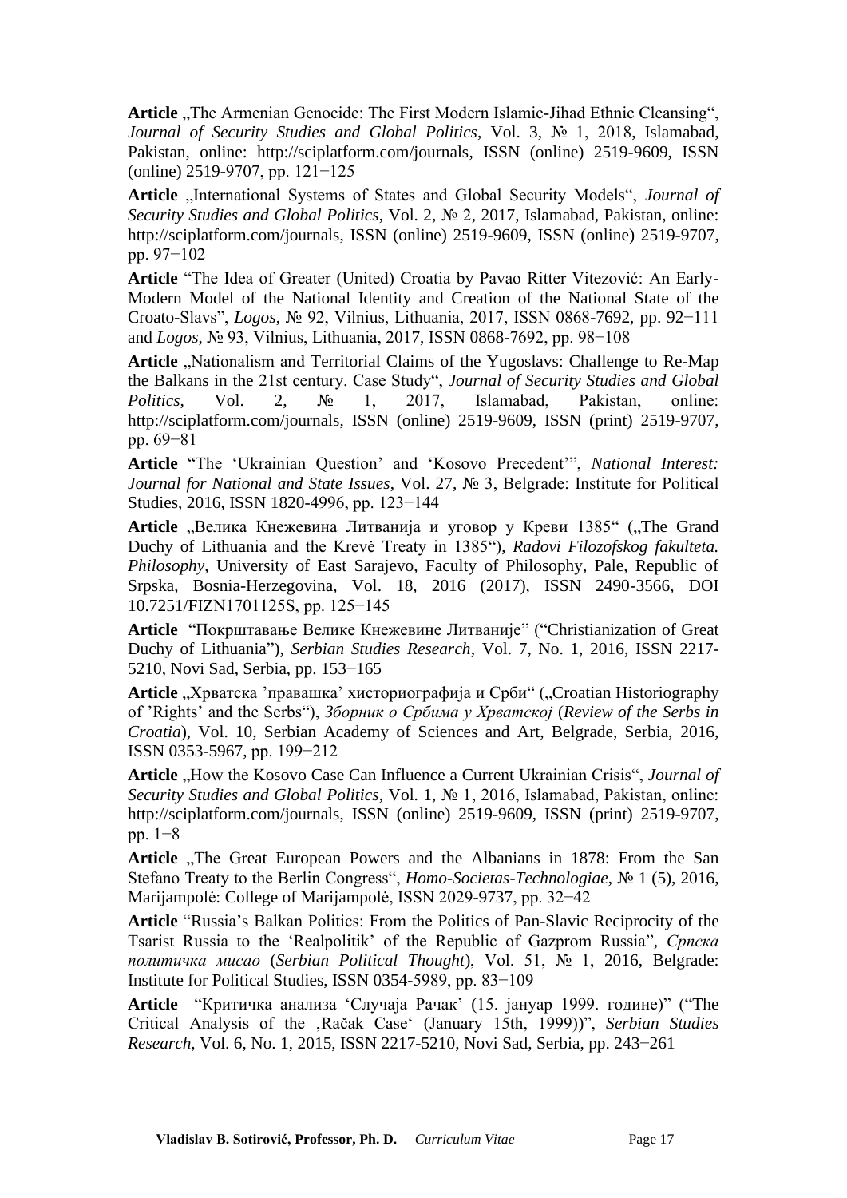**Article** „The Armenian Genocide: The First Modern Islamic-Jihad Ethnic Cleansing“, *Journal of Security Studies and Global Politics*, Vol. 3, № 1, 2018, Islamabad, Pakistan, online: http://sciplatform.com/journals, ISSN (online) 2519-9609, ISSN (online) 2519-9707, pp. 121−125

**Article** „International Systems of States and Global Security Models“, *Journal of Security Studies and Global Politics*, Vol. 2, № 2, 2017, Islamabad, Pakistan, online: http://sciplatform.com/journals, ISSN (online) 2519-9609, ISSN (online) 2519-9707, pp. 97−102

**Article** “The Idea of Greater (United) Croatia by Pavao Ritter Vitezović: An Early-Modern Model of the National Identity and Creation of the National State of the Croato-Slavs”, *Logos*, № 92, Vilnius, Lithuania, 2017, ISSN 0868-7692, pp. 92−111 and *Logos*, № 93, Vilnius, Lithuania, 2017, ISSN 0868-7692, pp. 98−108

**Article** „Nationalism and Territorial Claims of the Yugoslavs: Challenge to Re-Map the Balkans in the 21st century. Case Study“, *Journal of Security Studies and Global Politics*, Vol. 2, № 1, 2017, Islamabad, Pakistan, online: http://sciplatform.com/journals, ISSN (online) 2519-9609, ISSN (print) 2519-9707, pp. 69−81

**Article** “The ‘Ukrainian Question’ and ‘Kosovo Precedent’”, *National Interest: Journal for National and State Issues*, Vol. 27, № 3, Belgrade: Institute for Political Studies, 2016, ISSN 1820-4996, pp. 123−144

**Article** „Велика Кнежевина Литванија и уговор у Креви 1385“ („The Grand Duchy of Lithuania and the Krevė Treaty in 1385“), *Radovi Filozofskog fakulteta. Philosophy*, University of East Sarajevo, Faculty of Philosophy, Pale, Republic of Srpska, Bosnia-Herzegovina, Vol. 18, 2016 (2017), ISSN 2490-3566, DOI 10.7251/FIZN1701125S, pp. 125−145

**Article** “Покрштавање Велике Кнежевине Литваније” (“Christianization of Great Duchy of Lithuania”), *Serbian Studies Research*, Vol. 7, No. 1, 2016, ISSN 2217-5210, Novi Sad, Serbia, pp. 153−165

**Article** „Хрватска ’правашка’ хисториографија и Срби“ („Croatian Historiography of ’Rights’ and the Serbs“), *Зборник о Србима у Хрватској* (*Review of the Serbs in Croatia*), Vol. 10, Serbian Academy of Sciences and Art, Belgrade, Serbia, 2016, ISSN 0353-5967, pp. 199−212

**Article** „How the Kosovo Case Can Influence a Current Ukrainian Crisis“, *Journal of Security Studies and Global Politics*, Vol. 1, № 1, 2016, Islamabad, Pakistan, online: http://sciplatform.com/journals, ISSN (online) 2519-9609, ISSN (print) 2519-9707, pp. 1−8

**Article** „The Great European Powers and the Albanians in 1878: From the San Stefano Treaty to the Berlin Congress“, *Homo-Societas-Technologiae*, № 1 (5), 2016, Marijampolė: College of Marijampolė, ISSN 2029-9737, pp. 32−42

**Article** “Russia’s Balkan Politics: From the Politics of Pan-Slavic Reciprocity of the Tsarist Russia to the ‘Realpolitik’ of the Republic of Gazprom Russia”, *Српска политичка мисао* (*Serbian Political Thought*), Vol. 51, № 1, 2016, Belgrade: Institute for Political Studies, ISSN 0354-5989, pp. 83−109

**Article** “Критичка анализа ‘Случаја Рачак’ (15. јануар 1999. године)” (“The Critical Analysis of ‚Račak Case‘ (January 15th, 1999))”, *Serbian Studies Research*, Vol. 6, No. 1, 2015, ISSN 2217-5210, Novi Sad, Serbia, pp. 243−261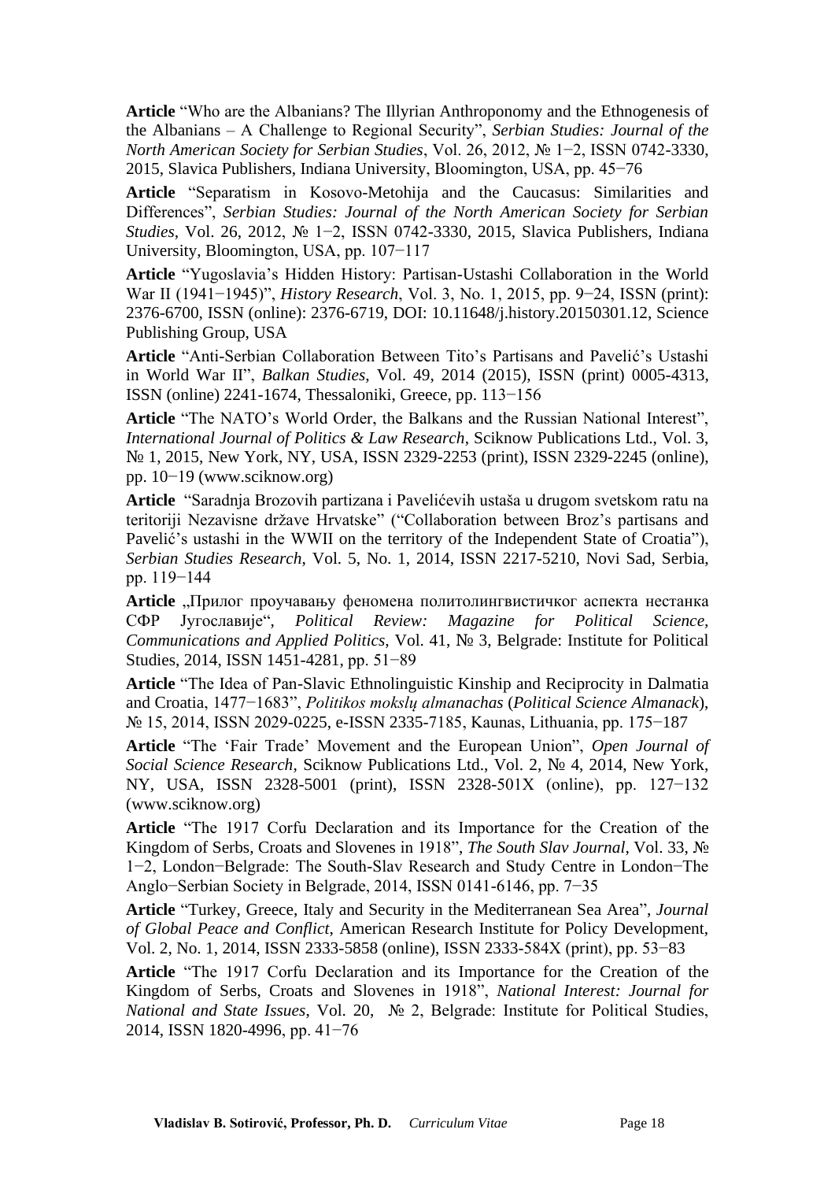**Article** "Who are the Albanians? The Illyrian Anthroponomy and the Ethnogenesis of the Albanians – A Challenge to Regional Security", *Serbian Studies: Journal of the North American Society for Serbian Studies*, Vol. 26, 2012, № 1−2, ISSN 0742-3330, 2015, Slavica Publishers, Indiana University, Bloomington, USA, pp. 45−76

**Article** "Separatism in Kosovo-Metohija and the Caucasus: Similarities and Differences", *Serbian Studies: Journal of the North American Society for Serbian Studies*, Vol. 26, 2012, № 1−2, ISSN 0742-3330, 2015, Slavica Publishers, Indiana University, Bloomington, USA, pp. 107−117

**Article** "Yugoslavia's Hidden History: Partisan-Ustashi Collaboration in the World War II (1941−1945)", *History Research*, Vol. 3, No. 1, 2015, pp. 9−24, ISSN (print): 2376-6700, ISSN (online): 2376-6719, DOI: 10.11648/j.history.20150301.12, Science Publishing Group, USA

**Article** "Anti-Serbian Collaboration Between Tito's Partisans and Pavelić's Ustashi in World War II", *Balkan Studies*, Vol. 49, 2014 (2015), ISSN (print) 0005-4313, ISSN (online) 2241-1674, Thessaloniki, Greece, pp. 113−156

**Article** "The NATO's World Order, the Balkans and the Russian National Interest", *International Journal of Politics & Law Research*, Sciknow Publications Ltd., Vol. 3, № 1, 2015, New York, NY, USA, ISSN 2329-2253 (print), ISSN 2329-2245 (online), pp. 10−19 (www.sciknow.org)

**Article** "Saradnja Brozovih partizana i Pavelićevih ustaša u drugom svetskom ratu na teritoriji Nezavisne države Hrvatske" ("Collaboration between Broz's partisans and Pavelić's ustashi in the WWII on the territory of the Independent State of Croatia"), *Serbian Studies Research*, Vol. 5, No. 1, 2014, ISSN 2217-5210, Novi Sad, Serbia, pp. 119−144

**Article** „Прилог проучавању феномена политолингвистичког аспекта нестанка СФР Југославије", *Political Review: Magazine for Political Science, Communications and Applied Politics*, Vol. 41, № 3, Belgrade: Institute for Political Studies, 2014, ISSN 1451-4281, pp. 51−89

**Article** "The Idea of Pan-Slavic Ethnolinguistic Kinship and Reciprocity in Dalmatia and Croatia, 1477−1683", *Politikos mokslų almanachas* (*Political Science Almanack*), № 15, 2014, ISSN 2029-0225, e-ISSN 2335-7185, Kaunas, Lithuania, pp. 175−187

**Article** "The 'Fair Trade' Movement and the European Union", *Open Journal of Social Science Research*, Sciknow Publications Ltd., Vol. 2, № 4, 2014, New York, NY, USA, ISSN 2328-5001 (print), ISSN 2328-501X (online), pp. 127−132 (www.sciknow.org)

**Article** "The 1917 Corfu Declaration and its Importance for the Creation of the Kingdom of Serbs, Croats and Slovenes in 1918", *The South Slav Journal*, Vol. 33, № 1−2, London−Belgrade: The South-Slav Research and Study Centre in London−The Anglo−Serbian Society in Belgrade, 2014, ISSN 0141-6146, pp. 7−35

**Article** "Turkey, Greece, Italy and Security in the Mediterranean Sea Area", *Journal of Global Peace and Conflict*, American Research Institute for Policy Development, Vol. 2, No. 1, 2014, ISSN 2333-5858 (online), ISSN 2333-584X (print), pp. 53−83

**Article** "The 1917 Corfu Declaration and its Importance for the Creation of the Kingdom of Serbs, Croats and Slovenes in 1918", *National Interest: Journal for National and State Issues*, Vol. 20, № 2, Belgrade: Institute for Political Studies, 2014, ISSN 1820-4996, pp. 41−76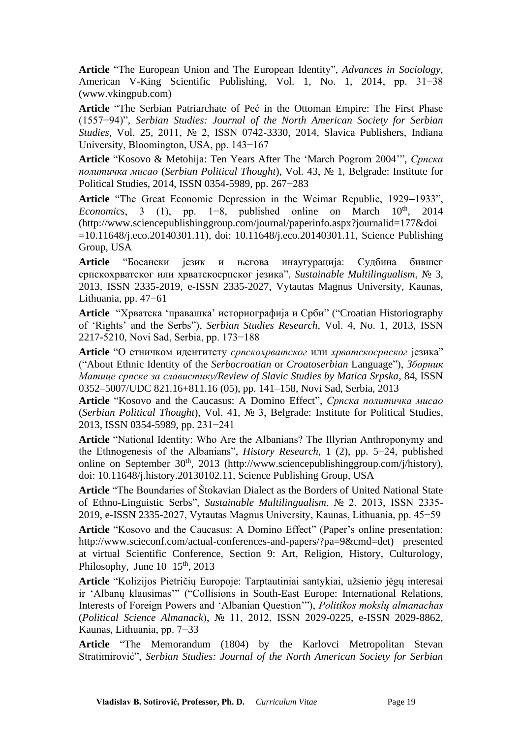**Article** "The European Union and The European Identity", *Advances in Sociology*, American V-King Scientific Publishing, Vol. 1, No. 1, 2014, pp. 31−38 (www.vkingpub.com)

**Article** "The Serbian Patriarchate of Peć in the Ottoman Empire: The First Phase (1557−94)", *Serbian Studies: Journal of the North American Society for Serbian Studies*, Vol. 25, 2011, № 2, ISSN 0742-3330, 2014, Slavica Publishers, Indiana University, Bloomington, USA, pp. 143−167

**Article** "Kosovo & Metohija: Ten Years After The 'March Pogrom 2004'", *Српска политичка мисао* (*Serbian Political Thought*), Vol. 43, № 1, Belgrade: Institute for Political Studies, 2014, ISSN 0354-5989, pp. 267−283

**Article** "The Great Economic Depression in the Weimar Republic, 1929−1933", *Economics*, 3 (1), pp. 1−8, published online on March 10th, 2014 (http://www.sciencepublishinggroup.com/journal/paperinfo.aspx?journalid=177&doi=10.11648/j.eco.20140301.11), doi: 10.11648/j.eco.20140301.11, Science Publishing Group, USA

**Article** "Босански језик и његова инаугурација: Судбина бившег српскохрватског или хрватскосрпског језика", *Sustainable Multilingualism*, № 3, 2013, ISSN 2335-2019, e-ISSN 2335-2027, Vytautas Magnus University, Kaunas, Lithuania, pp. 47−61

**Article** "Хрватска 'правашка' историографија и Срби" ("Croatian Historiography of 'Rights' and the Serbs"), *Serbian Studies Research*, Vol. 4, No. 1, 2013, ISSN 2217-5210, Novi Sad, Serbia, pp. 173−188

**Article** "О етничком идентитету *српскохрватског* или *хрватскосрпског* језика" ("About Ethnic Identity of the *Serbocroatian* or *Croatoserbian* Language"), *Зборник Матице српске за славистику/Review of Slavic Studies by Matica Srpska*, 84, ISSN 0352–5007/UDC 821.16+811.16 (05), pp. 141–158, Novi Sad, Serbia, 2013

**Article** "Kosovo and the Caucasus: A Domino Effect", *Српска политичка мисао* (*Serbian Political Thought*), Vol. 41, № 3, Belgrade: Institute for Political Studies, 2013, ISSN 0354-5989, pp. 231−241

**Article** "National Identity: Who Are the Albanians? The Illyrian Anthroponymy and the Ethnogenesis of the Albanians", *History Research*, 1 (2), pp. 5−24, published online on September 30th, 2013 (http://www.sciencepublishinggroup.com/j/history), doi: 10.11648/j.history.20130102.11, Science Publishing Group, USA

**Article** "The Boundaries of Štokavian Dialect as the Borders of United National State of Ethno-Linguistic Serbs", *Sustainable Multilingualism*, № 2, 2013, ISSN 2335-2019, e-ISSN 2335-2027, Vytautas Magnus University, Kaunas, Lithuania, pp. 45−59

**Article** "Kosovo and the Caucasus: A Domino Effect" (Paper's online presentation: http://www.scieconf.com/actual-conferences-and-papers/?pa=9&cmd=det) presented at virtual Scientific Conference, Section 9: Art, Religion, History, Culturology, Philosophy, June 10–15th, 2013

**Article** "Kolizijos Pietričių Europoje: Tarptautiniai santykiai, užsienio jėgų interesai ir 'Albanų klausimas'" ("Collisions in South-East Europe: International Relations, Interests of Foreign Powers and 'Albanian Question'"), *Politikos mokslų almanachas* (*Political Science Almanack*), № 11, 2012, ISSN 2029-0225, e-ISSN 2029-8862, Kaunas, Lithuania, pp. 7−33

**Article** "The Memorandum (1804) by the Karlovci Metropolitan Stevan Stratimirović", *Serbian Studies: Journal of the North American Society for Serbian*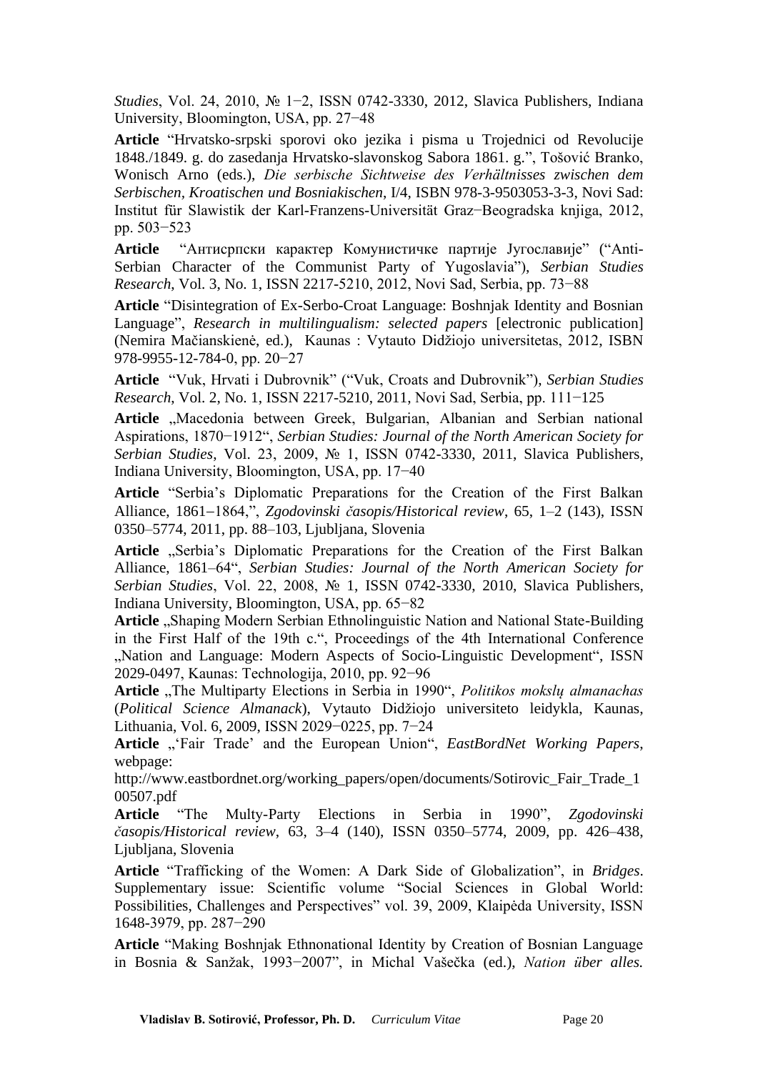*Studies*, Vol. 24, 2010, № 1−2, ISSN 0742-3330, 2012, Slavica Publishers, Indiana University, Bloomington, USA, pp. 27−48

**Article** "Hrvatsko-srpski sporovi oko jezika i pisma u Trojednici od Revolucije 1848./1849. g. do zasedanja Hrvatsko-slavonskog Sabora 1861. g.", Tošović Branko, Wonisch Arno (eds.), *Die serbische Sichtweise des Verhältnisses zwischen dem Serbischen, Kroatischen und Bosniakischen*, I/4, ISBN 978-3-9503053-3-3, Novi Sad: Institut für Slawistik der Karl-Franzens-Universität Graz−Beogradska knjiga, 2012, pp. 503−523

**Article** "Антисрпски карактер Комунистичке партије Југославије" ("Anti-Serbian Character of the Communist Party of Yugoslavia"), *Serbian Studies Research*, Vol. 3, No. 1, ISSN 2217-5210, 2012, Novi Sad, Serbia, pp. 73−88

**Article** "Disintegration of Ex-Serbo-Croat Language: Boshnjak Identity and Bosnian Language", *Research in multilingualism: selected papers* [electronic publication] (Nemira Mačianskienė, ed.), Kaunas : Vytauto Didžiojo universitetas, 2012, ISBN 978-9955-12-784-0, pp. 20−27

**Article** "Vuk, Hrvati i Dubrovnik" ("Vuk, Croats and Dubrovnik"), *Serbian Studies Research*, Vol. 2, No. 1, ISSN 2217-5210, 2011, Novi Sad, Serbia, pp. 111−125

**Article** „Macedonia between Greek, Bulgarian, Albanian and Serbian national Aspirations, 1870−1912", *Serbian Studies: Journal of the North American Society for Serbian Studies*, Vol. 23, 2009, № 1, ISSN 0742-3330, 2011, Slavica Publishers, Indiana University, Bloomington, USA, pp. 17−40

**Article** "Serbia's Diplomatic Preparations for the Creation of the First Balkan Alliance, 1861−1864,", *Zgodovinski časopis/Historical review*, 65, 1–2 (143), ISSN 0350–5774, 2011, pp. 88–103, Ljubljana, Slovenia

**Article** „Serbia's Diplomatic Preparations for the Creation of the First Balkan Alliance, 1861–64", *Serbian Studies: Journal of the North American Society for Serbian Studies*, Vol. 22, 2008, № 1, ISSN 0742-3330, 2010, Slavica Publishers, Indiana University, Bloomington, USA, pp. 65−82

**Article** „Shaping Modern Serbian Ethnolinguistic Nation and National State-Building in the First Half of the 19th c.", Proceedings of the 4th International Conference „Nation and Language: Modern Aspects of Socio-Linguistic Development", ISSN 2029-0497, Kaunas: Technologija, 2010, pp. 92−96

**Article** „The Multiparty Elections in Serbia in 1990", *Politikos mokslų almanachas* (*Political Science Almanack*), Vytauto Didžiojo universiteto leidykla, Kaunas, Lithuania, Vol. 6, 2009, ISSN 2029−0225, pp. 7−24

**Article** „'Fair Trade' and the European Union", *EastBordNet Working Papers*, webpage: http://www.eastbordnet.org/working_papers/open/documents/Sotirovic_Fair_Trade_100507.pdf

**Article** "The Multy-Party Elections in Serbia in 1990", *Zgodovinski časopis/Historical review*, 63, 3–4 (140), ISSN 0350–5774, 2009, pp. 426–438, Ljubljana, Slovenia

**Article** "Trafficking of the Women: A Dark Side of Globalization", in *Bridges*. Supplementary issue: Scientific volume "Social Sciences in Global World: Possibilities, Challenges and Perspectives" vol. 39, 2009, Klaipėda University, ISSN 1648-3979, pp. 287−290

**Article** "Making Boshnjak Ethnonational Identity by Creation of Bosnian Language in Bosnia & Sanžak, 1993−2007", in Michal Vašečka (ed.), *Nation über alles.*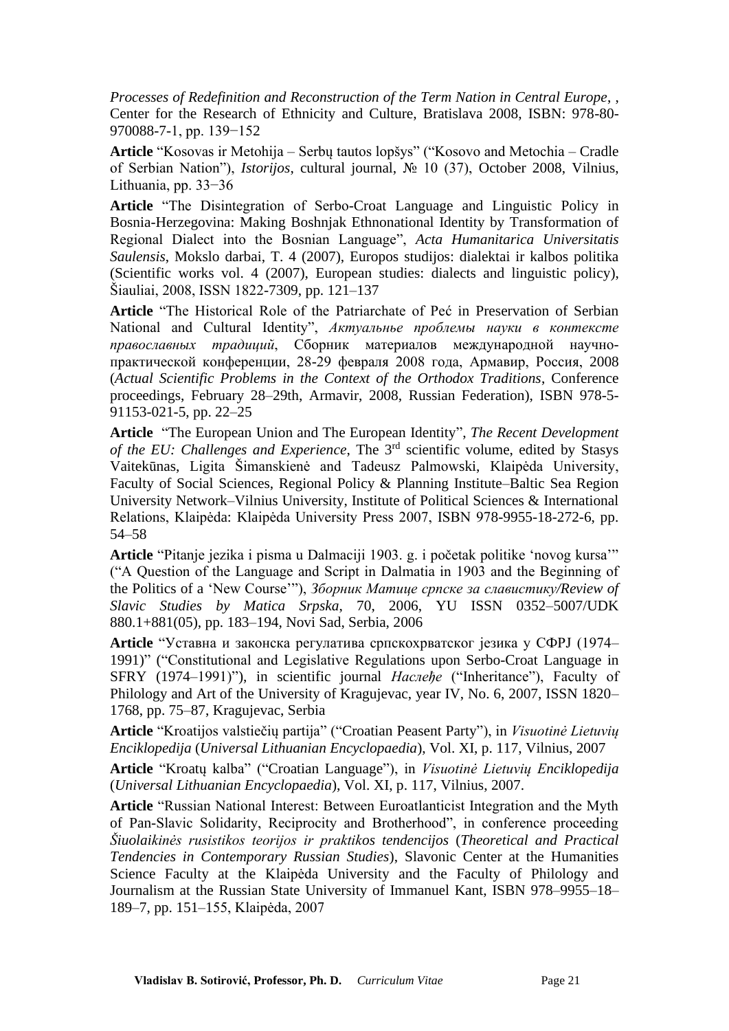*Processes of Redefinition and Reconstruction of the Term Nation in Central Europe*, , Center for the Research of Ethnicity and Culture, Bratislava 2008, ISBN: 978-80-970088-7-1, pp. 139−152

**Article** "Kosovas ir Metohija – Serbų tautos lopšys" ("Kosovo and Metochia – Cradle of Serbian Nation"), *Istorijos*, cultural journal, № 10 (37), October 2008, Vilnius, Lithuania, pp. 33−36

**Article** "The Disintegration of Serbo-Croat Language and Linguistic Policy in Bosnia-Herzegovina: Making Boshnjak Ethnonational Identity by Transformation of Regional Dialect into the Bosnian Language", *Acta Humanitarica Universitatis Saulensis*, Mokslo darbai, T. 4 (2007), Europos studijos: dialektai ir kalbos politika (Scientific works vol. 4 (2007), European studies: dialects and linguistic policy), Šiauliai, 2008, ISSN 1822-7309, pp. 121–137

**Article** "The Historical Role of the Patriarchate of Peć in Preservation of Serbian National and Cultural Identity", *Актуальньe проблемы науки в контексте православных традиций*, Сборник материалов международной научно-практической конференции, 28-29 февраля 2008 года, Армавир, Россия, 2008 (*Actual Scientific Problems in the Context of the Orthodox Traditions*, Conference proceedings, February 28–29th, Armavir, 2008, Russian Federation), ISBN 978-5-91153-021-5, pp. 22–25

**Article** "The European Union and The European Identity", *The Recent Development of the EU: Challenges and Experience*, The 3rd scientific volume, edited by Stasys Vaitekūnas, Ligita Šimanskienė and Tadeusz Palmowski, Klaipėda University, Faculty of Social Sciences, Regional Policy & Planning Institute–Baltic Sea Region University Network–Vilnius University, Institute of Political Sciences & International Relations, Klaipėda: Klaipėda University Press 2007, ISBN 978-9955-18-272-6, pp. 54–58

**Article** "Pitanje jezika i pisma u Dalmaciji 1903. g. i početak politike 'novog kursa'" ("A Question of the Language and Script in Dalmatia in 1903 and the Beginning of the Politics of a 'New Course'"), *Зборник Матице српске за славистику/Review of Slavic Studies by Matica Srpska*, 70, 2006, YU ISSN 0352–5007/UDK 880.1+881(05), pp. 183–194, Novi Sad, Serbia, 2006

**Article** "Уставна и законска регулатива српскохрватског језика у СФРЈ (1974–1991)" ("Constitutional and Legislative Regulations upon Serbo-Croat Language in SFRY (1974–1991)"), in scientific journal *Наслеђе* ("Inheritance"), Faculty of Philology and Art of the University of Kragujevac, year IV, No. 6, 2007, ISSN 1820–1768, pp. 75–87, Kragujevac, Serbia

**Article** "Kroatijos valstiečių partija" ("Croatian Peasent Party"), in *Visuotinė Lietuvių Enciklopedija* (*Universal Lithuanian Encyclopaedia*), Vol. XI, p. 117, Vilnius, 2007

**Article** "Kroatų kalba" ("Croatian Language"), in *Visuotinė Lietuvių Enciklopedija* (*Universal Lithuanian Encyclopaedia*), Vol. XI, p. 117, Vilnius, 2007.

**Article** "Russian National Interest: Between Euroatlanticist Integration and the Myth of Pan-Slavic Solidarity, Reciprocity and Brotherhood", in conference proceeding *Šiuolaikinės rusistikos teorijos ir praktikos tendencijos* (*Theoretical and Practical Tendencies in Contemporary Russian Studies*), Slavonic Center at the Humanities Science Faculty at the Klaipėda University and the Faculty of Philology and Journalism at the Russian State University of Immanuel Kant, ISBN 978–9955–18–189–7, pp. 151–155, Klaipėda, 2007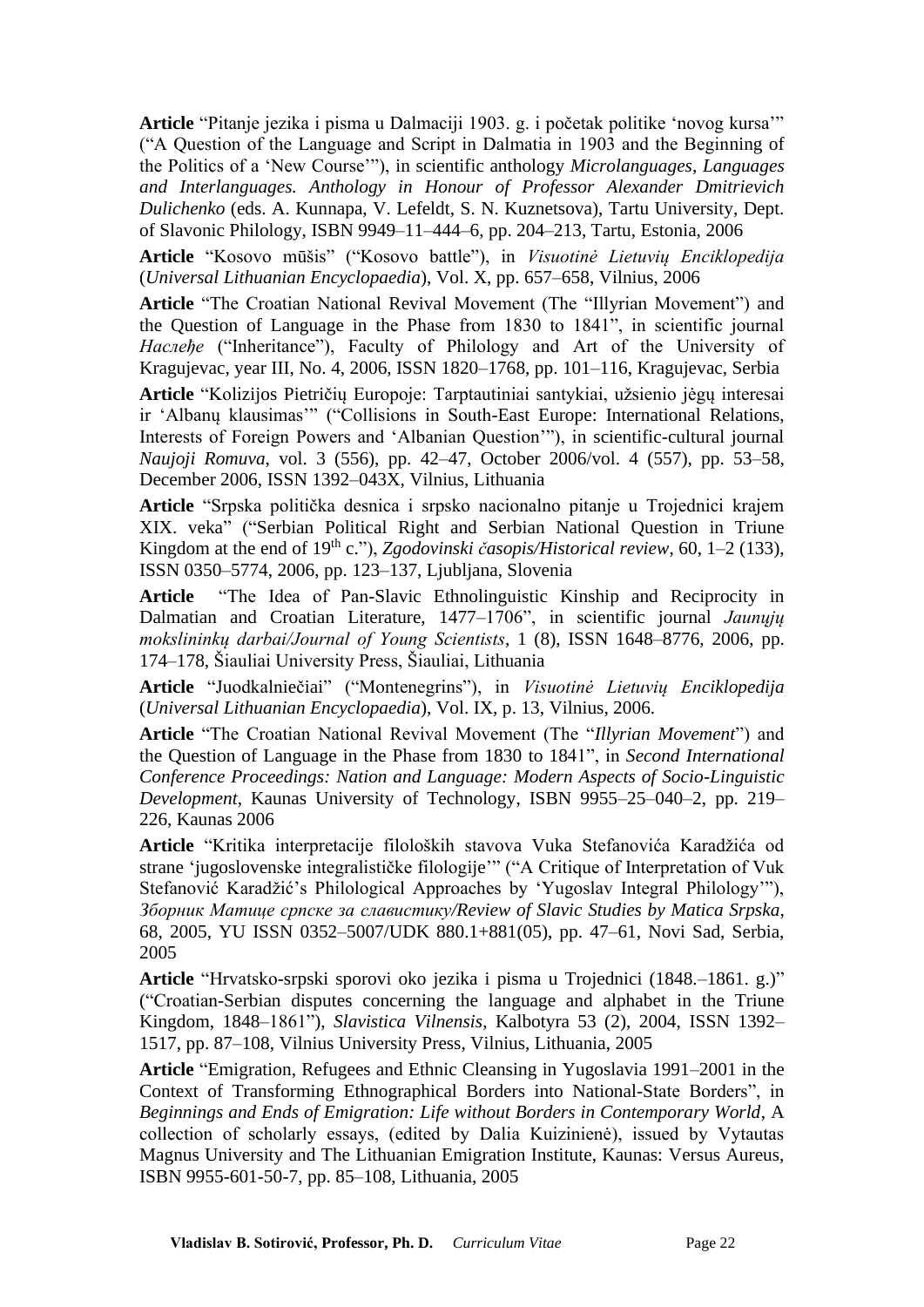**Article** "Pitanje jezika i pisma u Dalmaciji 1903. g. i početak politike 'novog kursa'" ("A Question of the Language and Script in Dalmatia in 1903 and the Beginning of the Politics of a 'New Course'"), in scientific anthology *Microlanguages, Languages and Interlanguages. Anthology in Honour of Professor Alexander Dmitrievich Dulichenko* (eds. A. Kunnapa, V. Lefeldt, S. N. Kuznetsova), Tartu University, Dept. of Slavonic Philology, ISBN 9949–11–444–6, pp. 204–213, Tartu, Estonia, 2006

**Article** "Kosovo mūšis" ("Kosovo battle"), in *Visuotinė Lietuvių Enciklopedija* (*Universal Lithuanian Encyclopaedia*), Vol. X, pp. 657–658, Vilnius, 2006

**Article** "The Croatian National Revival Movement (The "Illyrian Movement") and the Question of Language in the Phase from 1830 to 1841", in scientific journal *Наслеђе* ("Inheritance"), Faculty of Philology and Art of the University of Kragujevac, year III, No. 4, 2006, ISSN 1820–1768, pp. 101–116, Kragujevac, Serbia

**Article** "Kolizijos Pietričių Europoje: Tarptautiniai santykiai, užsienio jėgų interesai ir 'Albanų klausimas'" ("Collisions in South-East Europe: International Relations, Interests of Foreign Powers and 'Albanian Question'"), in scientific-cultural journal *Naujoji Romuva*, vol. 3 (556), pp. 42–47, October 2006/vol. 4 (557), pp. 53–58, December 2006, ISSN 1392–043X, Vilnius, Lithuania

**Article** "Srpska politička desnica i srpsko nacionalno pitanje u Trojednici krajem XIX. veka" ("Serbian Political Right and Serbian National Question in Triune Kingdom at the end of 19th c."), *Zgodovinski časopis/Historical review*, 60, 1–2 (133), ISSN 0350–5774, 2006, pp. 123–137, Ljubljana, Slovenia

**Article** "The Idea of Pan-Slavic Ethnolinguistic Kinship and Reciprocity in Dalmatian and Croatian Literature, 1477–1706", in scientific journal *Jaunųjų mokslininkų darbai/Journal of Young Scientists*, 1 (8), ISSN 1648–8776, 2006, pp. 174–178, Šiauliai University Press, Šiauliai, Lithuania

**Article** "Juodkalniečiai" ("Montenegrins"), in *Visuotinė Lietuvių Enciklopedija* (*Universal Lithuanian Encyclopaedia*), Vol. IX, p. 13, Vilnius, 2006.

**Article** "The Croatian National Revival Movement (The "*Illyrian Movement*") and the Question of Language in the Phase from 1830 to 1841", in *Second International Conference Proceedings: Nation and Language: Modern Aspects of Socio-Linguistic Development*, Kaunas University of Technology, ISBN 9955–25–040–2, pp. 219–226, Kaunas 2006

**Article** "Kritika interpretacije filoloških stavova Vuka Stefanovića Karadžića od strane 'jugoslovenske integralističke filologije'" ("A Critique of Interpretation of Vuk Stefanović Karadžić's Philological Approaches by 'Yugoslav Integral Philology'"), *Зборник Матице српске за славистику/Review of Slavic Studies by Matica Srpska*, 68, 2005, YU ISSN 0352–5007/UDK 880.1+881(05), pp. 47–61, Novi Sad, Serbia, 2005

**Article** "Hrvatsko-srpski sporovi oko jezika i pisma u Trojednici (1848.–1861. g.)" ("Croatian-Serbian disputes concerning the language and alphabet in the Triune Kingdom, 1848–1861"), *Slavistica Vilnensis*, Kalbotyra 53 (2), 2004, ISSN 1392–1517, pp. 87–108, Vilnius University Press, Vilnius, Lithuania, 2005

**Article** "Emigration, Refugees and Ethnic Cleansing in Yugoslavia 1991–2001 in the Context of Transforming Ethnographical Borders into National-State Borders", in *Beginnings and Ends of Emigration: Life without Borders in Contemporary World*, A collection of scholarly essays, (edited by Dalia Kuizinienė), issued by Vytautas Magnus University and The Lithuanian Emigration Institute, Kaunas: Versus Aureus, ISBN 9955-601-50-7, pp. 85–108, Lithuania, 2005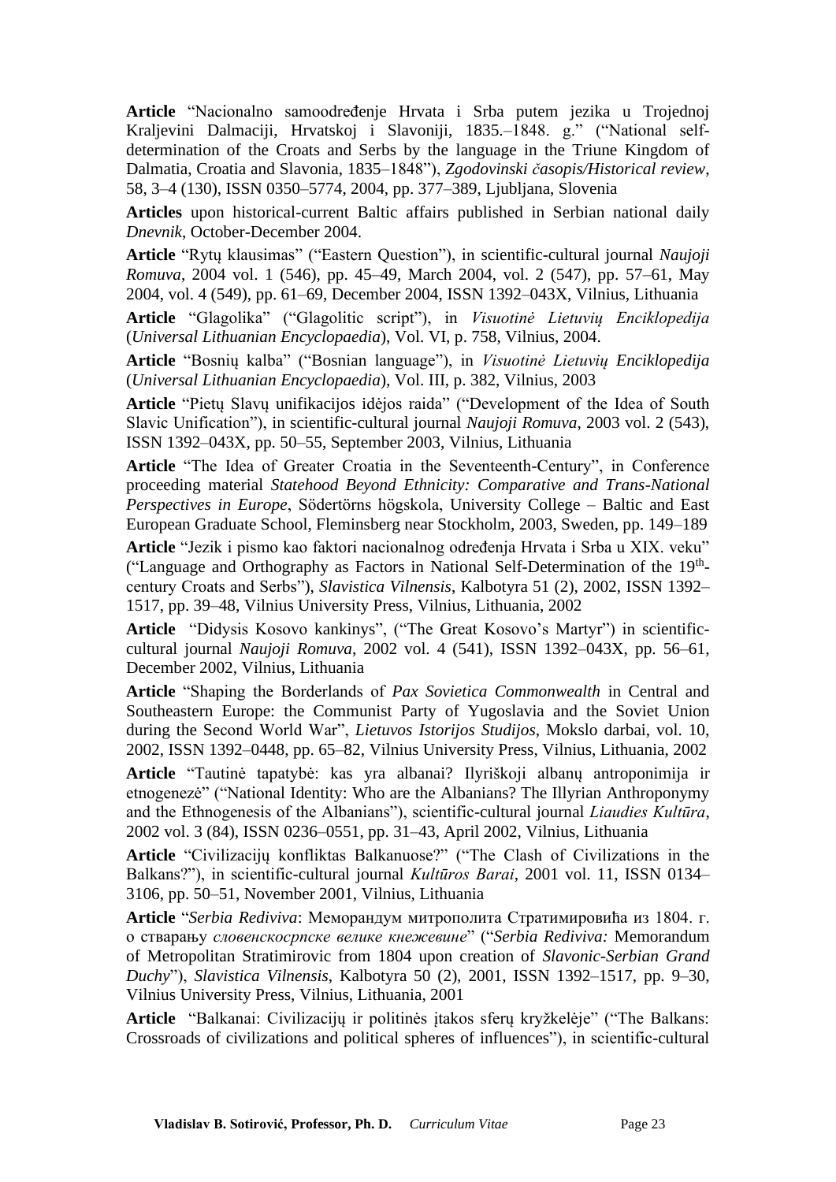**Article** "Nacionalno samoodređenje Hrvata i Srba putem jezika u Trojednoj Kraljevini Dalmaciji, Hrvatskoj i Slavoniji, 1835.–1848. g." ("National self-determination of the Croats and Serbs by the language in the Triune Kingdom of Dalmatia, Croatia and Slavonia, 1835–1848"), *Zgodovinski časopis/Historical review*, 58, 3–4 (130), ISSN 0350–5774, 2004, pp. 377–389, Ljubljana, Slovenia

**Articles** upon historical-current Baltic affairs published in Serbian national daily *Dnevnik*, October-December 2004.

**Article** "Rytų klausimas" ("Eastern Question"), in scientific-cultural journal *Naujoji Romuva*, 2004 vol. 1 (546), pp. 45–49, March 2004, vol. 2 (547), pp. 57–61, May 2004, vol. 4 (549), pp. 61–69, December 2004, ISSN 1392–043X, Vilnius, Lithuania

**Article** "Glagolika" ("Glagolitic script"), in *Visuotinė Lietuvių Enciklopedija* (*Universal Lithuanian Encyclopaedia*), Vol. VI, p. 758, Vilnius, 2004.

**Article** "Bosnių kalba" ("Bosnian language"), in *Visuotinė Lietuvių Enciklopedija* (*Universal Lithuanian Encyclopaedia*), Vol. III, p. 382, Vilnius, 2003

**Article** "Pietų Slavų unifikacijos idėjos raida" ("Development of the Idea of South Slavic Unification"), in scientific-cultural journal *Naujoji Romuva*, 2003 vol. 2 (543), ISSN 1392–043X, pp. 50–55, September 2003, Vilnius, Lithuania

**Article** "The Idea of Greater Croatia in the Seventeenth-Century", in Conference proceeding material *Statehood Beyond Ethnicity: Comparative and Trans-National Perspectives in Europe*, Södertörns högskola, University College – Baltic and East European Graduate School, Fleminsberg near Stockholm, 2003, Sweden, pp. 149–189

**Article** "Jezik i pismo kao faktori nacionalnog određenja Hrvata i Srba u XIX. veku" ("Language and Orthography as Factors in National Self-Determination of the 19th-century Croats and Serbs"), *Slavistica Vilnensis*, Kalbotyra 51 (2), 2002, ISSN 1392–1517, pp. 39–48, Vilnius University Press, Vilnius, Lithuania, 2002

**Article** "Didysis Kosovo kankinys", ("The Great Kosovo's Martyr") in scientific-cultural journal *Naujoji Romuva*, 2002 vol. 4 (541), ISSN 1392–043X, pp. 56–61, December 2002, Vilnius, Lithuania

**Article** "Shaping the Borderlands of *Pax Sovietica Commonwealth* in Central and Southeastern Europe: the Communist Party of Yugoslavia and the Soviet Union during the Second World War", *Lietuvos Istorijos Studijos*, Mokslo darbai, vol. 10, 2002, ISSN 1392–0448, pp. 65–82, Vilnius University Press, Vilnius, Lithuania, 2002

**Article** "Tautinė tapatybė: kas yra albanai? Ilyriškoji albanų antroponimija ir etnogenezė" ("National Identity: Who are the Albanians? The Illyrian Anthroponymy and the Ethnogenesis of the Albanians"), scientific-cultural journal *Liaudies Kultūra*, 2002 vol. 3 (84), ISSN 0236–0551, pp. 31–43, April 2002, Vilnius, Lithuania

**Article** "Civilizacijų konfliktas Balkanuose?" ("The Clash of Civilizations in the Balkans?"), in scientific-cultural journal *Kultūros Barai*, 2001 vol. 11, ISSN 0134–3106, pp. 50–51, November 2001, Vilnius, Lithuania

**Article** "*Serbia Rediviva*: Меморандум митрополита Стратимировића из 1804. г. о стварању *словенскосрпске велике кнежевине*" ("*Serbia Rediviva:* Memorandum of Metropolitan Stratimirovic from 1804 upon creation of *Slavonic-Serbian Grand Duchy*"), *Slavistica Vilnensis*, Kalbotyra 50 (2), 2001, ISSN 1392–1517, pp. 9–30, Vilnius University Press, Vilnius, Lithuania, 2001

**Article** "Balkanai: Civilizacijų ir politinės įtakos sferų kryžkelėje" ("The Balkans: Crossroads of civilizations and political spheres of influences"), in scientific-cultural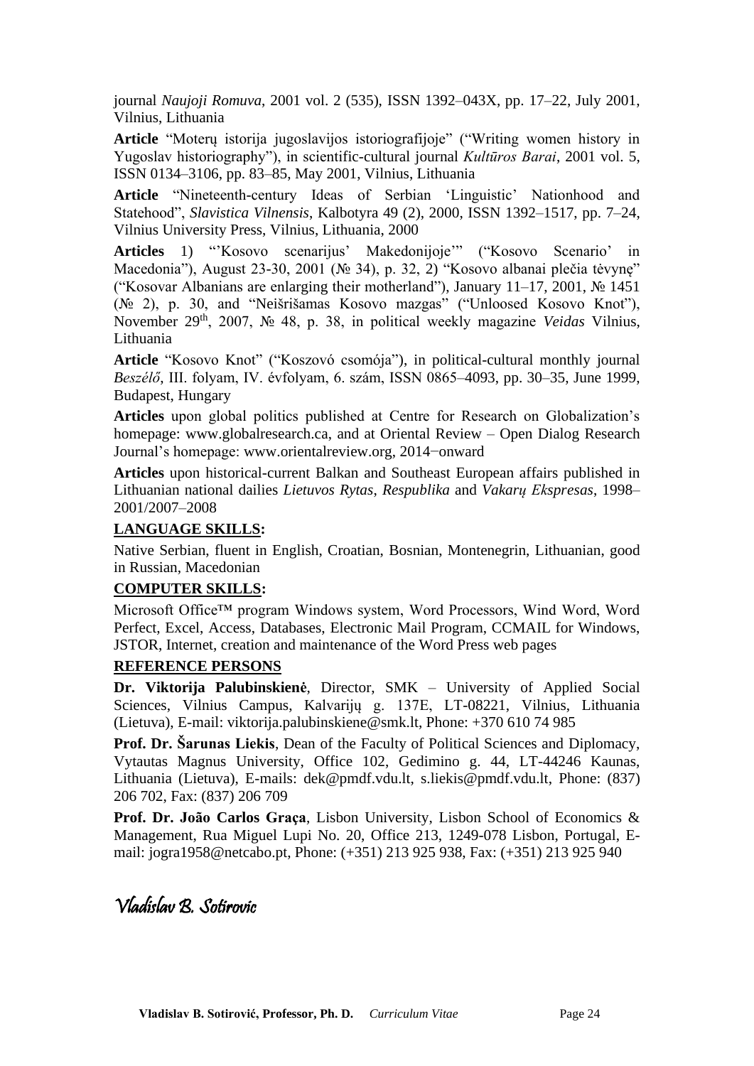journal *Naujoji Romuva*, 2001 vol. 2 (535), ISSN 1392–043X, pp. 17–22, July 2001, Vilnius, Lithuania

**Article** "Moterų istorija jugoslavijos istoriografijoje" ("Writing women history in Yugoslav historiography"), in scientific-cultural journal *Kultūros Barai*, 2001 vol. 5, ISSN 0134–3106, pp. 83–85, May 2001, Vilnius, Lithuania

**Article** "Nineteenth-century Ideas of Serbian 'Linguistic' Nationhood and Statehood", *Slavistica Vilnensis*, Kalbotyra 49 (2), 2000, ISSN 1392–1517, pp. 7–24, Vilnius University Press, Vilnius, Lithuania, 2000

**Articles** 1) "'Kosovo scenarijus' Makedonijoje'" ("Kosovo Scenario' in Macedonia"), August 23-30, 2001 (№ 34), p. 32, 2) "Kosovo albanai plečia tėvynę" ("Kosovar Albanians are enlarging their motherland"), January 11–17, 2001, № 1451 (№ 2), p. 30, and "Neišrišamas Kosovo mazgas" ("Unloosed Kosovo Knot"), November 29th, 2007, № 48, p. 38, in political weekly magazine *Veidas* Vilnius, Lithuania

**Article** "Kosovo Knot" ("Koszovó csomója"), in political-cultural monthly journal *Beszélő*, III. folyam, IV. évfolyam, 6. szám, ISSN 0865–4093, pp. 30–35, June 1999, Budapest, Hungary

**Articles** upon global politics published at Centre for Research on Globalization's homepage: www.globalresearch.ca, and at Oriental Review – Open Dialog Research Journal's homepage: www.orientalreview.org, 2014−onward

**Articles** upon historical-current Balkan and Southeast European affairs published in Lithuanian national dailies *Lietuvos Rytas*, *Respublika* and *Vakarų Ekspresas*, 1998–2001/2007–2008

## LANGUAGE SKILLS:

Native Serbian, fluent in English, Croatian, Bosnian, Montenegrin, Lithuanian, good in Russian, Macedonian

## COMPUTER SKILLS:

Microsoft Office™ program Windows system, Word Processors, Wind Word, Word Perfect, Excel, Access, Databases, Electronic Mail Program, CCMAIL for Windows, JSTOR, Internet, creation and maintenance of the Word Press web pages

## REFERENCE PERSONS

**Dr. Viktorija Palubinskienė**, Director, SMK – University of Applied Social Sciences, Vilnius Campus, Kalvarijų g. 137E, LT-08221, Vilnius, Lithuania (Lietuva), E-mail: viktorija.palubinskiene@smk.lt, Phone: +370 610 74 985

**Prof. Dr. Šarunas Liekis**, Dean of the Faculty of Political Sciences and Diplomacy, Vytautas Magnus University, Office 102, Gedimino g. 44, LT-44246 Kaunas, Lithuania (Lietuva), E-mails: dek@pmdf.vdu.lt, s.liekis@pmdf.vdu.lt, Phone: (837) 206 702, Fax: (837) 206 709

**Prof. Dr. João Carlos Graça**, Lisbon University, Lisbon School of Economics & Management, Rua Miguel Lupi No. 20, Office 213, 1249-078 Lisbon, Portugal, E-mail: jogra1958@netcabo.pt, Phone: (+351) 213 925 938, Fax: (+351) 213 925 940

*Vladislav B. Sotirovic*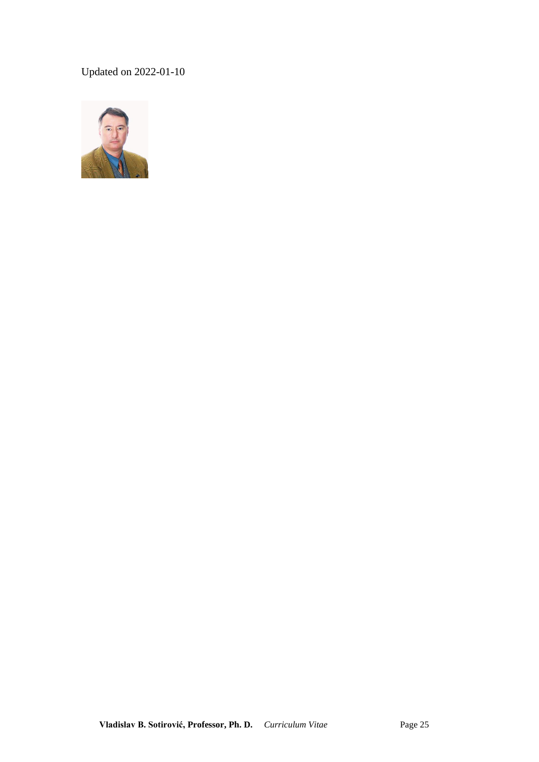Updated on 2022-01-10